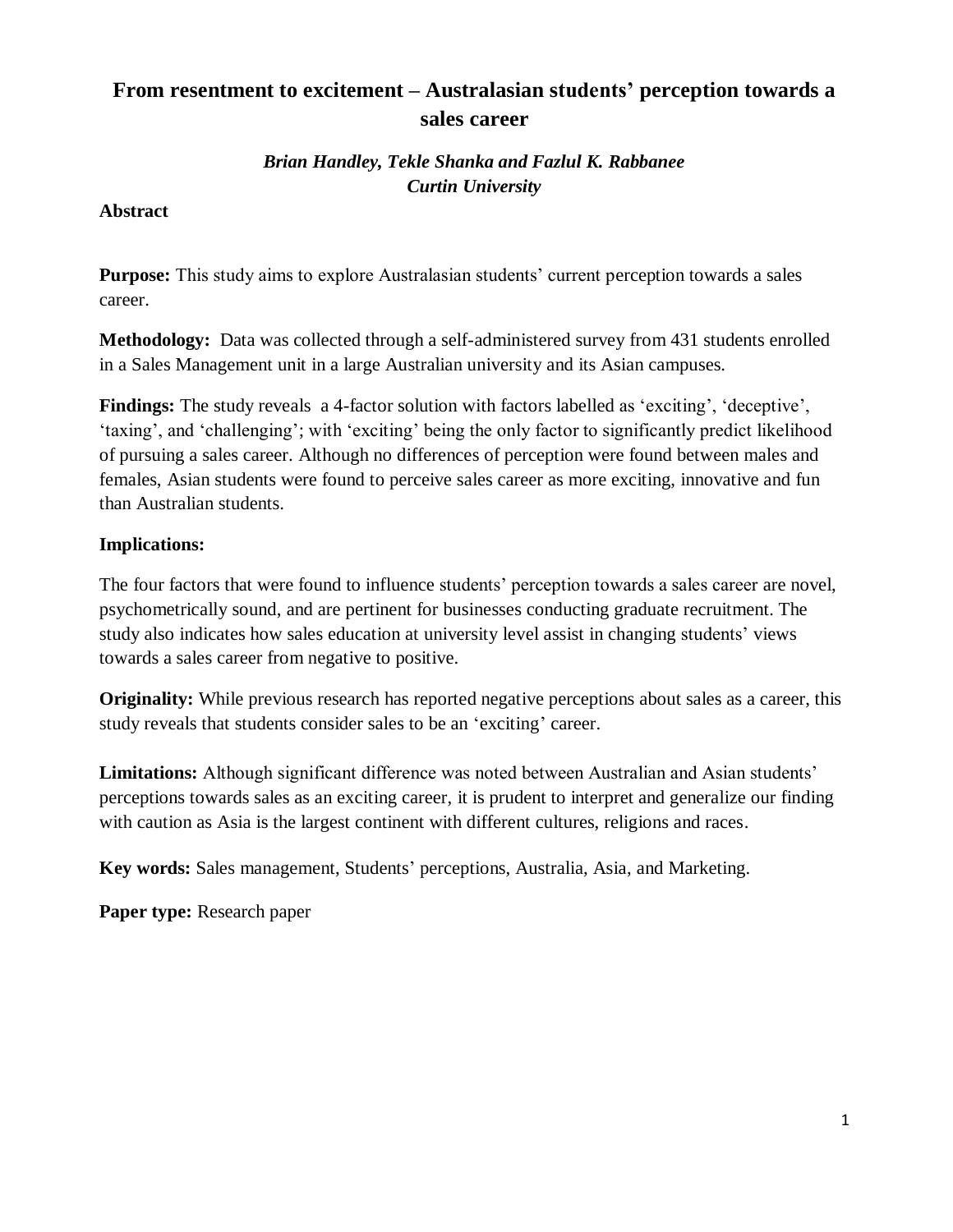# From resentment to excitement – Australasian students' perception towards a sales career

***Brian Handley, Tekle Shanka and Fazlul K. Rabbanee***
***Curtin University***

**Abstract**

**Purpose:** This study aims to explore Australasian students' current perception towards a sales career.

**Methodology:** Data was collected through a self-administered survey from 431 students enrolled in a Sales Management unit in a large Australian university and its Asian campuses.

**Findings:** The study reveals a 4-factor solution with factors labelled as 'exciting', 'deceptive', 'taxing', and 'challenging'; with 'exciting' being the only factor to significantly predict likelihood of pursuing a sales career. Although no differences of perception were found between males and females, Asian students were found to perceive sales career as more exciting, innovative and fun than Australian students.

**Implications:**

The four factors that were found to influence students' perception towards a sales career are novel, psychometrically sound, and are pertinent for businesses conducting graduate recruitment. The study also indicates how sales education at university level assist in changing students' views towards a sales career from negative to positive.

**Originality:** While previous research has reported negative perceptions about sales as a career, this study reveals that students consider sales to be an 'exciting' career.

**Limitations:** Although significant difference was noted between Australian and Asian students' perceptions towards sales as an exciting career, it is prudent to interpret and generalize our finding with caution as Asia is the largest continent with different cultures, religions and races.

**Key words:** Sales management, Students' perceptions, Australia, Asia, and Marketing.

**Paper type:** Research paper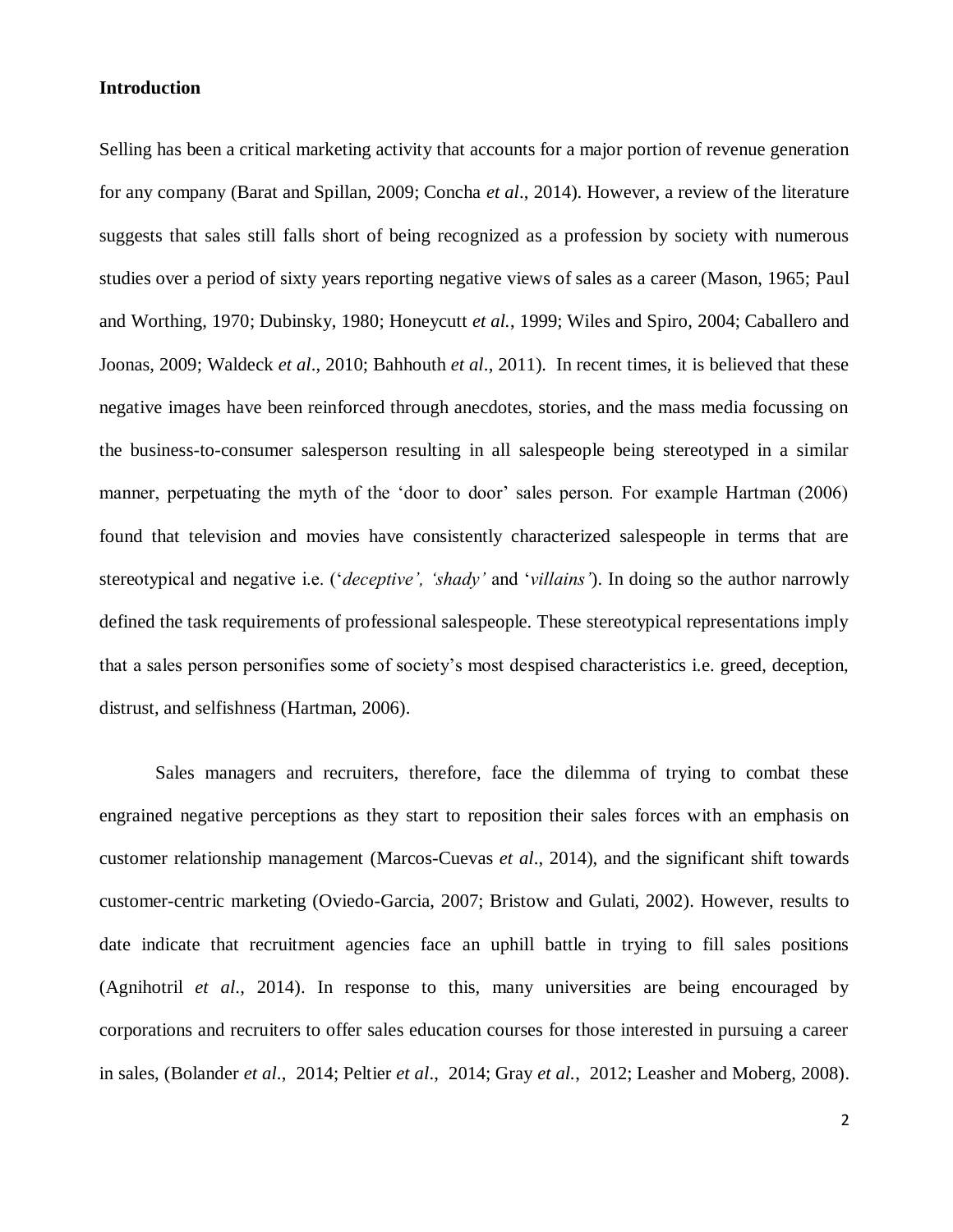**Introduction**

Selling has been a critical marketing activity that accounts for a major portion of revenue generation for any company (Barat and Spillan, 2009; Concha *et al*., 2014). However, a review of the literature suggests that sales still falls short of being recognized as a profession by society with numerous studies over a period of sixty years reporting negative views of sales as a career (Mason, 1965; Paul and Worthing, 1970; Dubinsky, 1980; Honeycutt *et al.*, 1999; Wiles and Spiro, 2004; Caballero and Joonas, 2009; Waldeck *et al*., 2010; Bahhouth *et al*., 2011). In recent times, it is believed that these negative images have been reinforced through anecdotes, stories, and the mass media focussing on the business-to-consumer salesperson resulting in all salespeople being stereotyped in a similar manner, perpetuating the myth of the 'door to door' sales person. For example Hartman (2006) found that television and movies have consistently characterized salespeople in terms that are stereotypical and negative i.e. ('*deceptive', 'shady'* and '*villains'*). In doing so the author narrowly defined the task requirements of professional salespeople. These stereotypical representations imply that a sales person personifies some of society's most despised characteristics i.e. greed, deception, distrust, and selfishness (Hartman, 2006).

Sales managers and recruiters, therefore, face the dilemma of trying to combat these engrained negative perceptions as they start to reposition their sales forces with an emphasis on customer relationship management (Marcos-Cuevas *et al*., 2014), and the significant shift towards customer-centric marketing (Oviedo-Garcia, 2007; Bristow and Gulati, 2002). However, results to date indicate that recruitment agencies face an uphill battle in trying to fill sales positions (Agnihotril *et al*., 2014). In response to this, many universities are being encouraged by corporations and recruiters to offer sales education courses for those interested in pursuing a career in sales, (Bolander *et al*., 2014; Peltier *et al*., 2014; Gray *et al.*, 2012; Leasher and Moberg, 2008).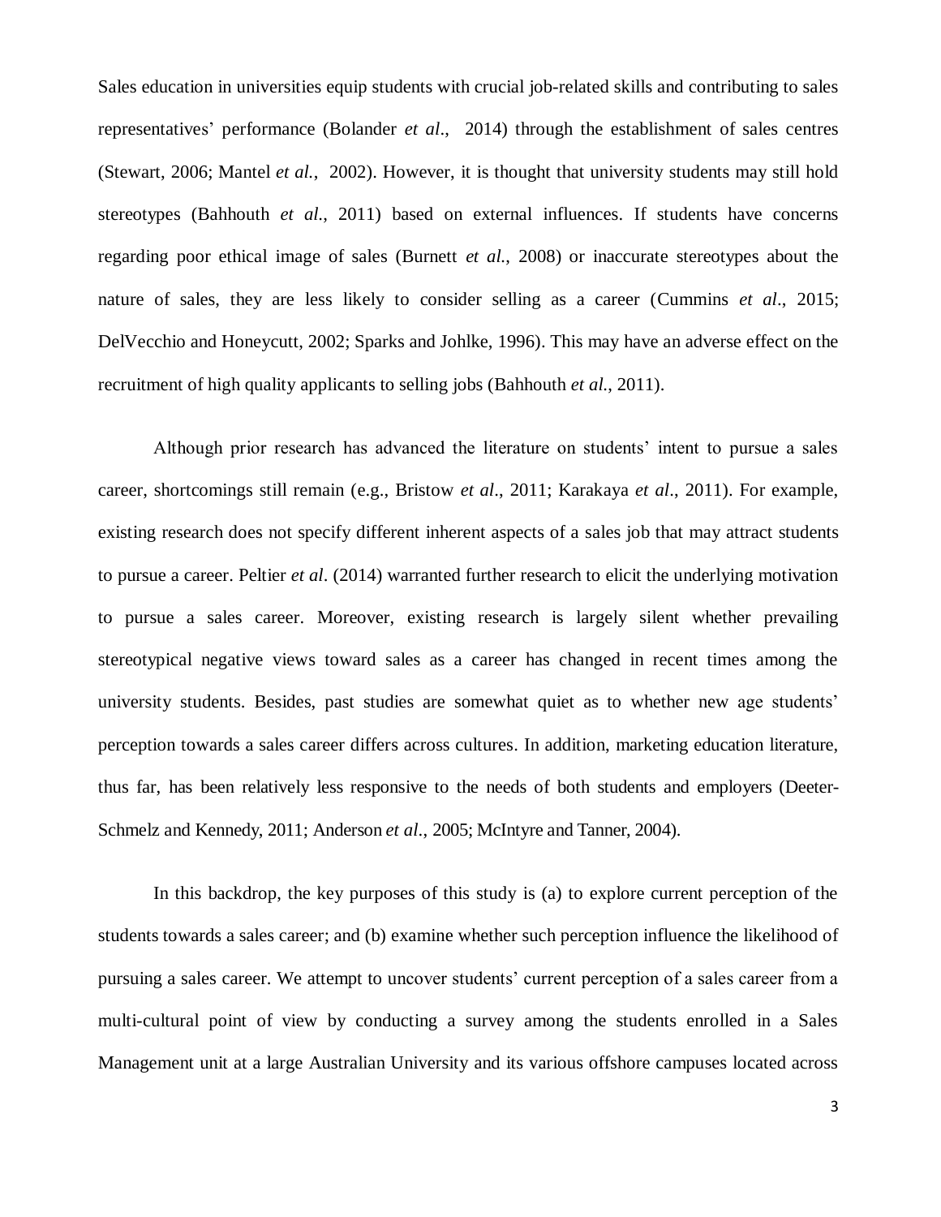Sales education in universities equip students with crucial job-related skills and contributing to sales representatives' performance (Bolander *et al*., 2014) through the establishment of sales centres (Stewart, 2006; Mantel *et al.*, 2002). However, it is thought that university students may still hold stereotypes (Bahhouth *et al*., 2011) based on external influences. If students have concerns regarding poor ethical image of sales (Burnett *et al.*, 2008) or inaccurate stereotypes about the nature of sales, they are less likely to consider selling as a career (Cummins *et al*., 2015; DelVecchio and Honeycutt, 2002; Sparks and Johlke, 1996). This may have an adverse effect on the recruitment of high quality applicants to selling jobs (Bahhouth *et al.*, 2011).

Although prior research has advanced the literature on students' intent to pursue a sales career, shortcomings still remain (e.g., Bristow *et al*., 2011; Karakaya *et al*., 2011). For example, existing research does not specify different inherent aspects of a sales job that may attract students to pursue a career. Peltier *et al*. (2014) warranted further research to elicit the underlying motivation to pursue a sales career. Moreover, existing research is largely silent whether prevailing stereotypical negative views toward sales as a career has changed in recent times among the university students. Besides, past studies are somewhat quiet as to whether new age students' perception towards a sales career differs across cultures. In addition, marketing education literature, thus far, has been relatively less responsive to the needs of both students and employers (Deeter-Schmelz and Kennedy, 2011; Anderson *et al*., 2005; McIntyre and Tanner, 2004).

In this backdrop, the key purposes of this study is (a) to explore current perception of the students towards a sales career; and (b) examine whether such perception influence the likelihood of pursuing a sales career. We attempt to uncover students' current perception of a sales career from a multi-cultural point of view by conducting a survey among the students enrolled in a Sales Management unit at a large Australian University and its various offshore campuses located across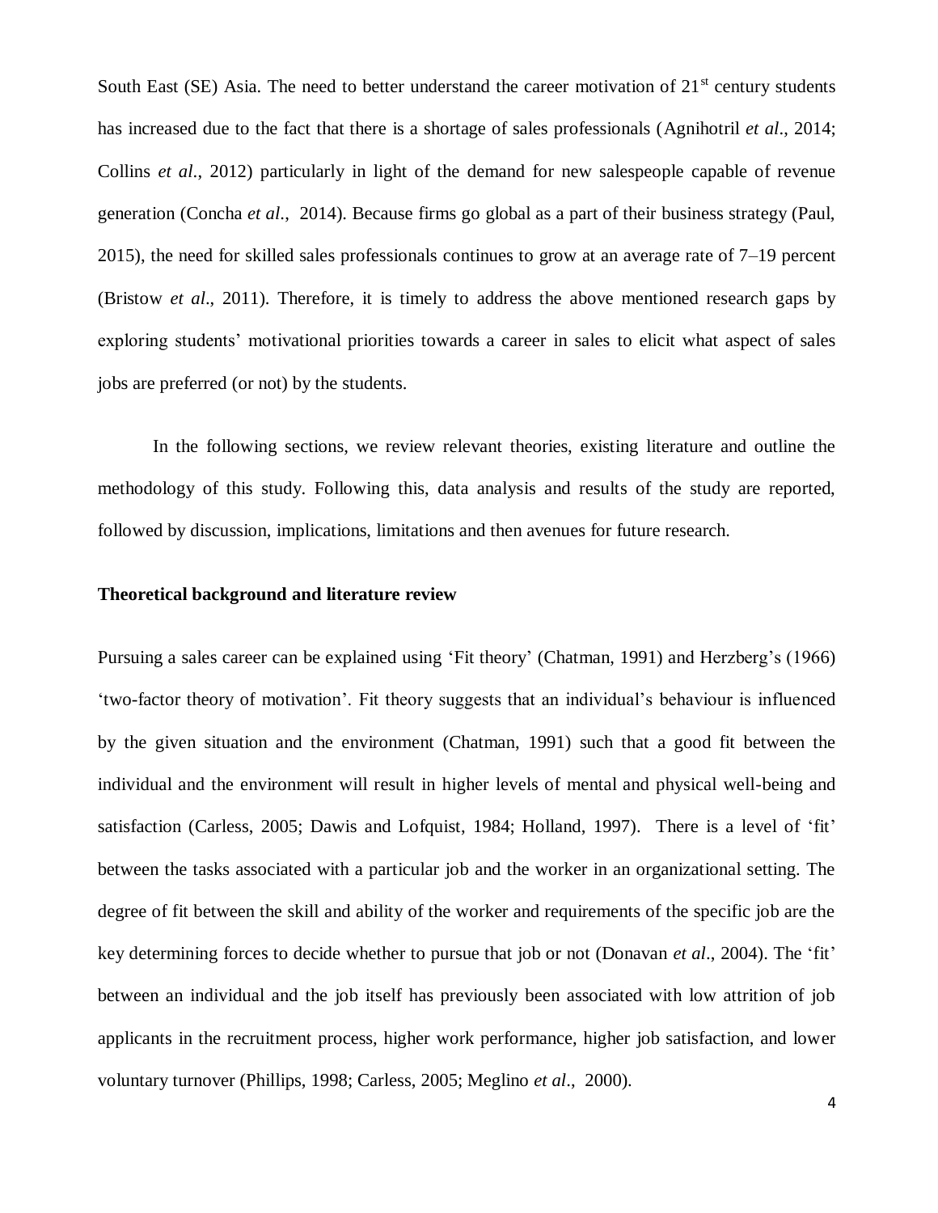South East (SE) Asia. The need to better understand the career motivation of 21st century students has increased due to the fact that there is a shortage of sales professionals (Agnihotril *et al*., 2014; Collins *et al*., 2012) particularly in light of the demand for new salespeople capable of revenue generation (Concha *et al*., 2014). Because firms go global as a part of their business strategy (Paul, 2015), the need for skilled sales professionals continues to grow at an average rate of 7–19 percent (Bristow *et al*., 2011). Therefore, it is timely to address the above mentioned research gaps by exploring students' motivational priorities towards a career in sales to elicit what aspect of sales jobs are preferred (or not) by the students.

In the following sections, we review relevant theories, existing literature and outline the methodology of this study. Following this, data analysis and results of the study are reported, followed by discussion, implications, limitations and then avenues for future research.

## Theoretical background and literature review

Pursuing a sales career can be explained using 'Fit theory' (Chatman, 1991) and Herzberg's (1966) 'two-factor theory of motivation'. Fit theory suggests that an individual's behaviour is influenced by the given situation and the environment (Chatman, 1991) such that a good fit between the individual and the environment will result in higher levels of mental and physical well-being and satisfaction (Carless, 2005; Dawis and Lofquist, 1984; Holland, 1997). There is a level of 'fit' between the tasks associated with a particular job and the worker in an organizational setting. The degree of fit between the skill and ability of the worker and requirements of the specific job are the key determining forces to decide whether to pursue that job or not (Donavan *et al*., 2004). The 'fit' between an individual and the job itself has previously been associated with low attrition of job applicants in the recruitment process, higher work performance, higher job satisfaction, and lower voluntary turnover (Phillips, 1998; Carless, 2005; Meglino *et al*., 2000).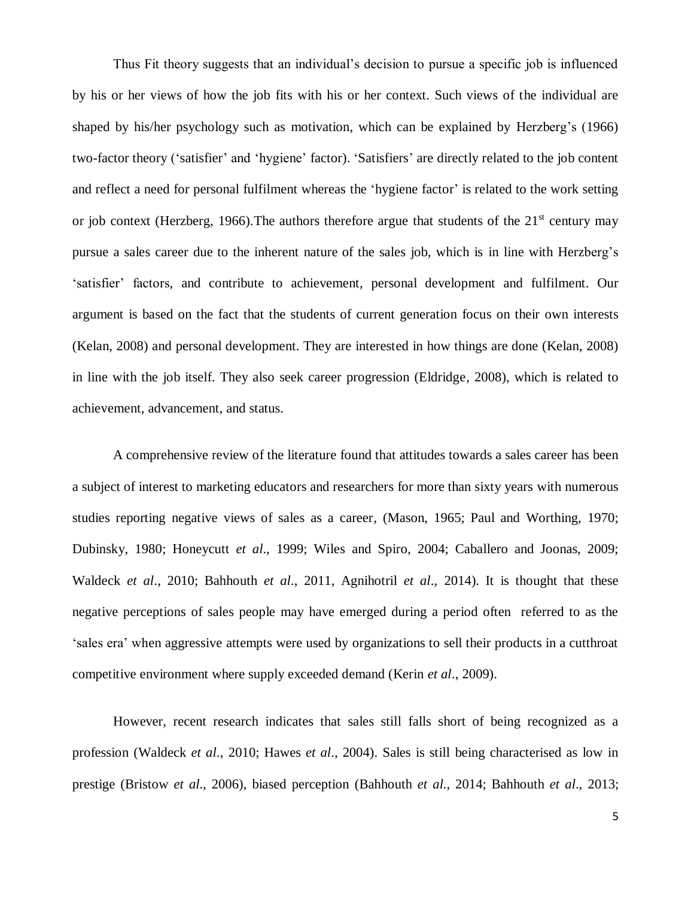Thus Fit theory suggests that an individual's decision to pursue a specific job is influenced by his or her views of how the job fits with his or her context. Such views of the individual are shaped by his/her psychology such as motivation, which can be explained by Herzberg's (1966) two-factor theory ('satisfier' and 'hygiene' factor). 'Satisfiers' are directly related to the job content and reflect a need for personal fulfilment whereas the 'hygiene factor' is related to the work setting or job context (Herzberg, 1966).The authors therefore argue that students of the 21st century may pursue a sales career due to the inherent nature of the sales job, which is in line with Herzberg's 'satisfier' factors, and contribute to achievement, personal development and fulfilment. Our argument is based on the fact that the students of current generation focus on their own interests (Kelan, 2008) and personal development. They are interested in how things are done (Kelan, 2008) in line with the job itself. They also seek career progression (Eldridge, 2008), which is related to achievement, advancement, and status.

A comprehensive review of the literature found that attitudes towards a sales career has been a subject of interest to marketing educators and researchers for more than sixty years with numerous studies reporting negative views of sales as a career, (Mason, 1965; Paul and Worthing, 1970; Dubinsky, 1980; Honeycutt *et al*., 1999; Wiles and Spiro, 2004; Caballero and Joonas, 2009; Waldeck *et al*., 2010; Bahhouth *et al*., 2011, Agnihotril *et al*., 2014). It is thought that these negative perceptions of sales people may have emerged during a period often referred to as the 'sales era' when aggressive attempts were used by organizations to sell their products in a cutthroat competitive environment where supply exceeded demand (Kerin *et al*., 2009).

However, recent research indicates that sales still falls short of being recognized as a profession (Waldeck *et al*., 2010; Hawes *et al*., 2004). Sales is still being characterised as low in prestige (Bristow *et al*., 2006), biased perception (Bahhouth *et al*., 2014; Bahhouth *et al*., 2013;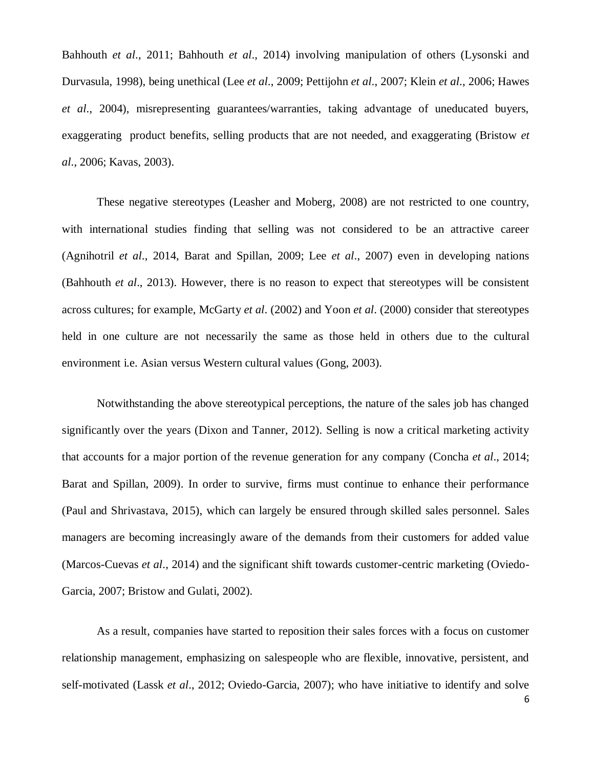Bahhouth *et al*., 2011; Bahhouth *et al*., 2014) involving manipulation of others (Lysonski and Durvasula, 1998), being unethical (Lee *et al*., 2009; Pettijohn *et al*., 2007; Klein *et al*., 2006; Hawes *et al*., 2004), misrepresenting guarantees/warranties, taking advantage of uneducated buyers, exaggerating product benefits, selling products that are not needed, and exaggerating (Bristow *et al*., 2006; Kavas, 2003).

These negative stereotypes (Leasher and Moberg, 2008) are not restricted to one country, with international studies finding that selling was not considered to be an attractive career (Agnihotril *et al*., 2014, Barat and Spillan, 2009; Lee *et al*., 2007) even in developing nations (Bahhouth *et al*., 2013). However, there is no reason to expect that stereotypes will be consistent across cultures; for example, McGarty *et al*. (2002) and Yoon *et al*. (2000) consider that stereotypes held in one culture are not necessarily the same as those held in others due to the cultural environment i.e. Asian versus Western cultural values (Gong, 2003).

Notwithstanding the above stereotypical perceptions, the nature of the sales job has changed significantly over the years (Dixon and Tanner, 2012). Selling is now a critical marketing activity that accounts for a major portion of the revenue generation for any company (Concha *et al*., 2014; Barat and Spillan, 2009). In order to survive, firms must continue to enhance their performance (Paul and Shrivastava, 2015), which can largely be ensured through skilled sales personnel. Sales managers are becoming increasingly aware of the demands from their customers for added value (Marcos-Cuevas *et al*., 2014) and the significant shift towards customer-centric marketing (Oviedo-Garcia, 2007; Bristow and Gulati, 2002).

As a result, companies have started to reposition their sales forces with a focus on customer relationship management, emphasizing on salespeople who are flexible, innovative, persistent, and self-motivated (Lassk *et al*., 2012; Oviedo-Garcia, 2007); who have initiative to identify and solve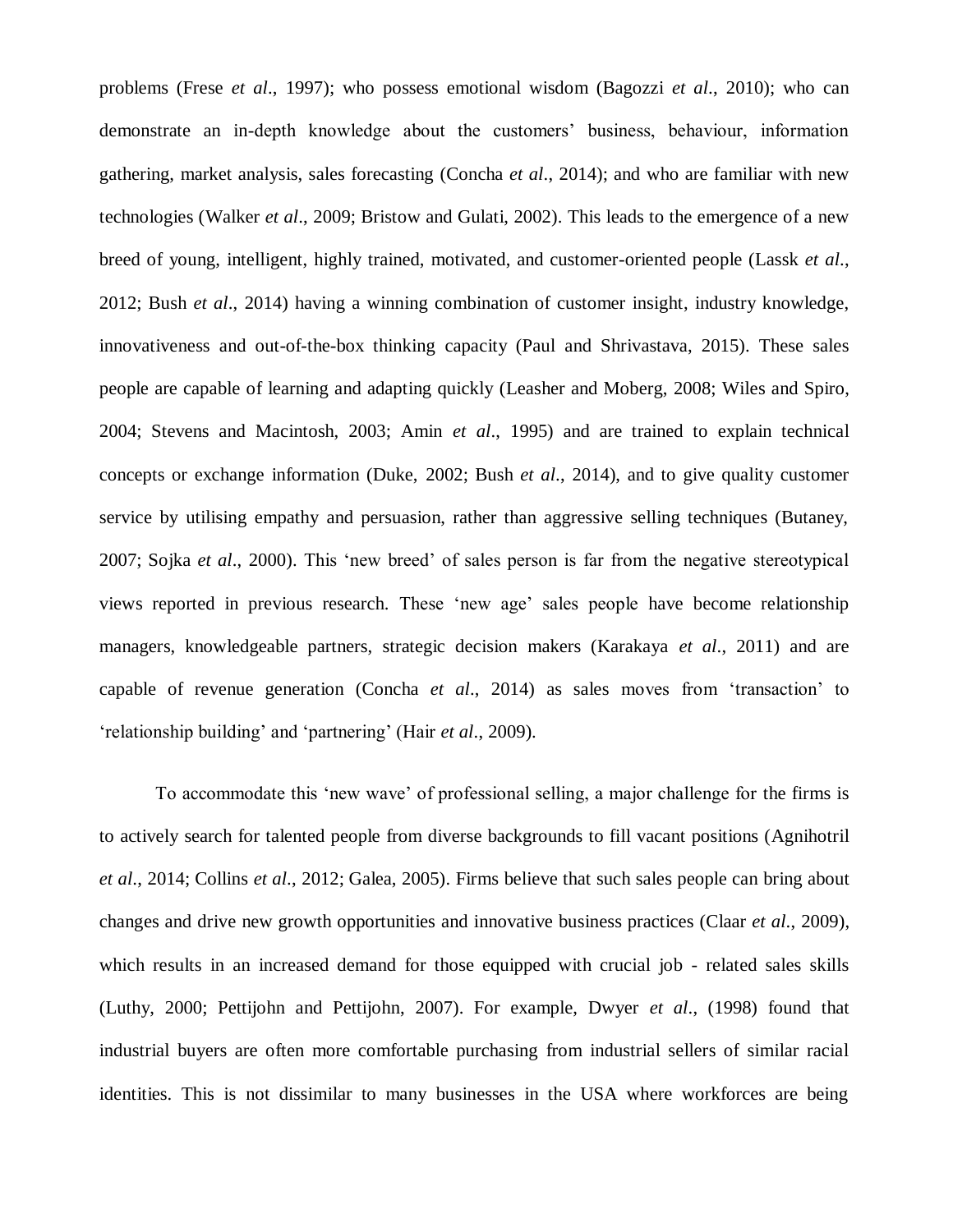problems (Frese *et al*., 1997); who possess emotional wisdom (Bagozzi *et al*., 2010); who can demonstrate an in-depth knowledge about the customers' business, behaviour, information gathering, market analysis, sales forecasting (Concha *et al*., 2014); and who are familiar with new technologies (Walker *et al*., 2009; Bristow and Gulati, 2002). This leads to the emergence of a new breed of young, intelligent, highly trained, motivated, and customer-oriented people (Lassk *et al*., 2012; Bush *et al*., 2014) having a winning combination of customer insight, industry knowledge, innovativeness and out-of-the-box thinking capacity (Paul and Shrivastava, 2015). These sales people are capable of learning and adapting quickly (Leasher and Moberg, 2008; Wiles and Spiro, 2004; Stevens and Macintosh, 2003; Amin *et al*., 1995) and are trained to explain technical concepts or exchange information (Duke, 2002; Bush *et al*., 2014), and to give quality customer service by utilising empathy and persuasion, rather than aggressive selling techniques (Butaney, 2007; Sojka *et al*., 2000). This 'new breed' of sales person is far from the negative stereotypical views reported in previous research. These 'new age' sales people have become relationship managers, knowledgeable partners, strategic decision makers (Karakaya *et al*., 2011) and are capable of revenue generation (Concha *et al*., 2014) as sales moves from 'transaction' to 'relationship building' and 'partnering' (Hair *et al*., 2009).

To accommodate this 'new wave' of professional selling, a major challenge for the firms is to actively search for talented people from diverse backgrounds to fill vacant positions (Agnihotril *et al*., 2014; Collins *et al*., 2012; Galea, 2005). Firms believe that such sales people can bring about changes and drive new growth opportunities and innovative business practices (Claar *et al*., 2009), which results in an increased demand for those equipped with crucial job - related sales skills (Luthy, 2000; Pettijohn and Pettijohn, 2007). For example, Dwyer *et al*., (1998) found that industrial buyers are often more comfortable purchasing from industrial sellers of similar racial identities. This is not dissimilar to many businesses in the USA where workforces are being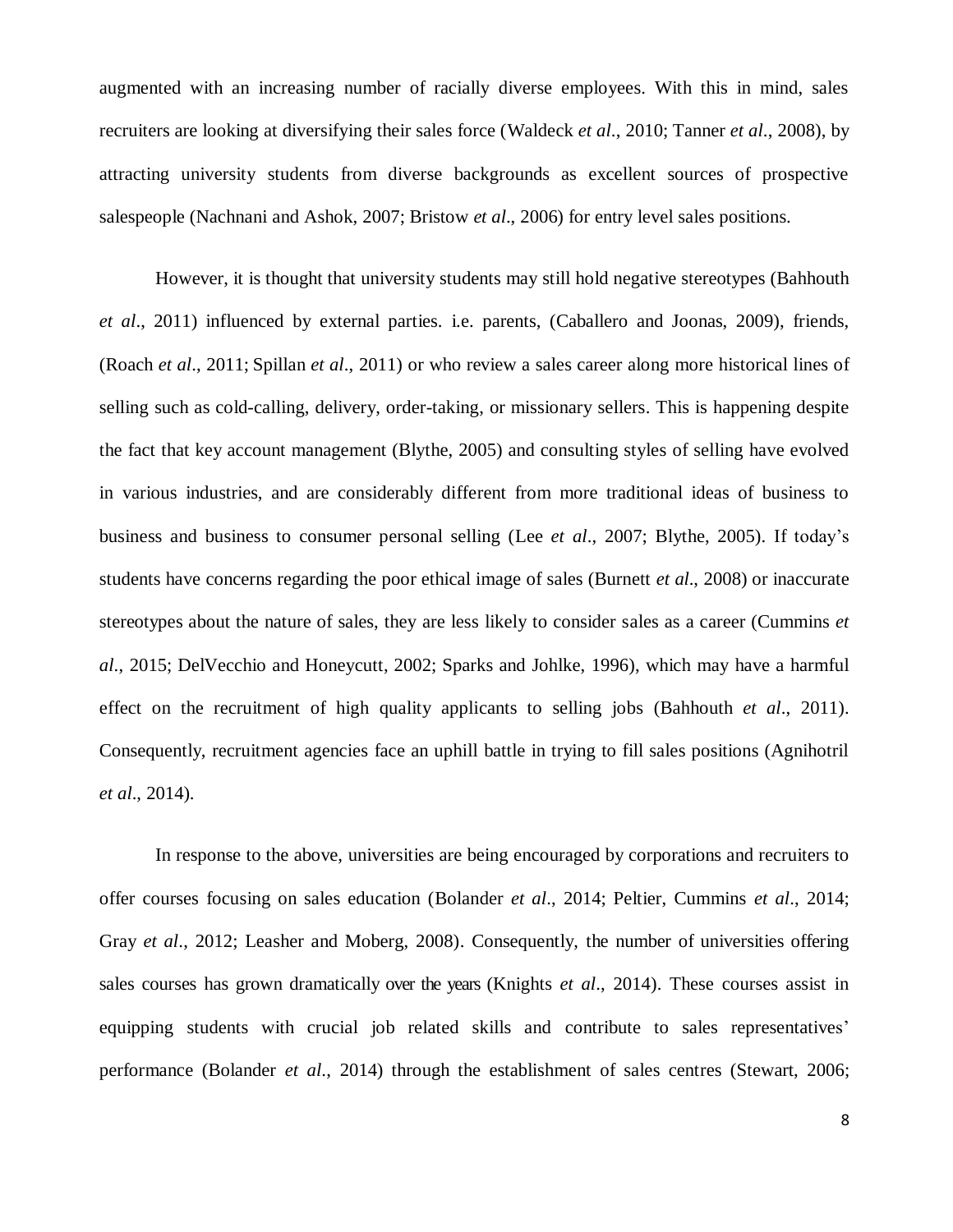augmented with an increasing number of racially diverse employees. With this in mind, sales recruiters are looking at diversifying their sales force (Waldeck *et al*., 2010; Tanner *et al*., 2008), by attracting university students from diverse backgrounds as excellent sources of prospective salespeople (Nachnani and Ashok, 2007; Bristow *et al*., 2006) for entry level sales positions.

However, it is thought that university students may still hold negative stereotypes (Bahhouth *et al*., 2011) influenced by external parties. i.e. parents, (Caballero and Joonas, 2009), friends, (Roach *et al*., 2011; Spillan *et al*., 2011) or who review a sales career along more historical lines of selling such as cold-calling, delivery, order-taking, or missionary sellers. This is happening despite the fact that key account management (Blythe, 2005) and consulting styles of selling have evolved in various industries, and are considerably different from more traditional ideas of business to business and business to consumer personal selling (Lee *et al*., 2007; Blythe, 2005). If today's students have concerns regarding the poor ethical image of sales (Burnett *et al*., 2008) or inaccurate stereotypes about the nature of sales, they are less likely to consider sales as a career (Cummins *et al*., 2015; DelVecchio and Honeycutt, 2002; Sparks and Johlke, 1996), which may have a harmful effect on the recruitment of high quality applicants to selling jobs (Bahhouth *et al*., 2011). Consequently, recruitment agencies face an uphill battle in trying to fill sales positions (Agnihotril *et al*., 2014).

In response to the above, universities are being encouraged by corporations and recruiters to offer courses focusing on sales education (Bolander *et al*., 2014; Peltier, Cummins *et al*., 2014; Gray *et al*., 2012; Leasher and Moberg, 2008). Consequently, the number of universities offering sales courses has grown dramatically over the years (Knights *et al*., 2014). These courses assist in equipping students with crucial job related skills and contribute to sales representatives' performance (Bolander *et al*., 2014) through the establishment of sales centres (Stewart, 2006;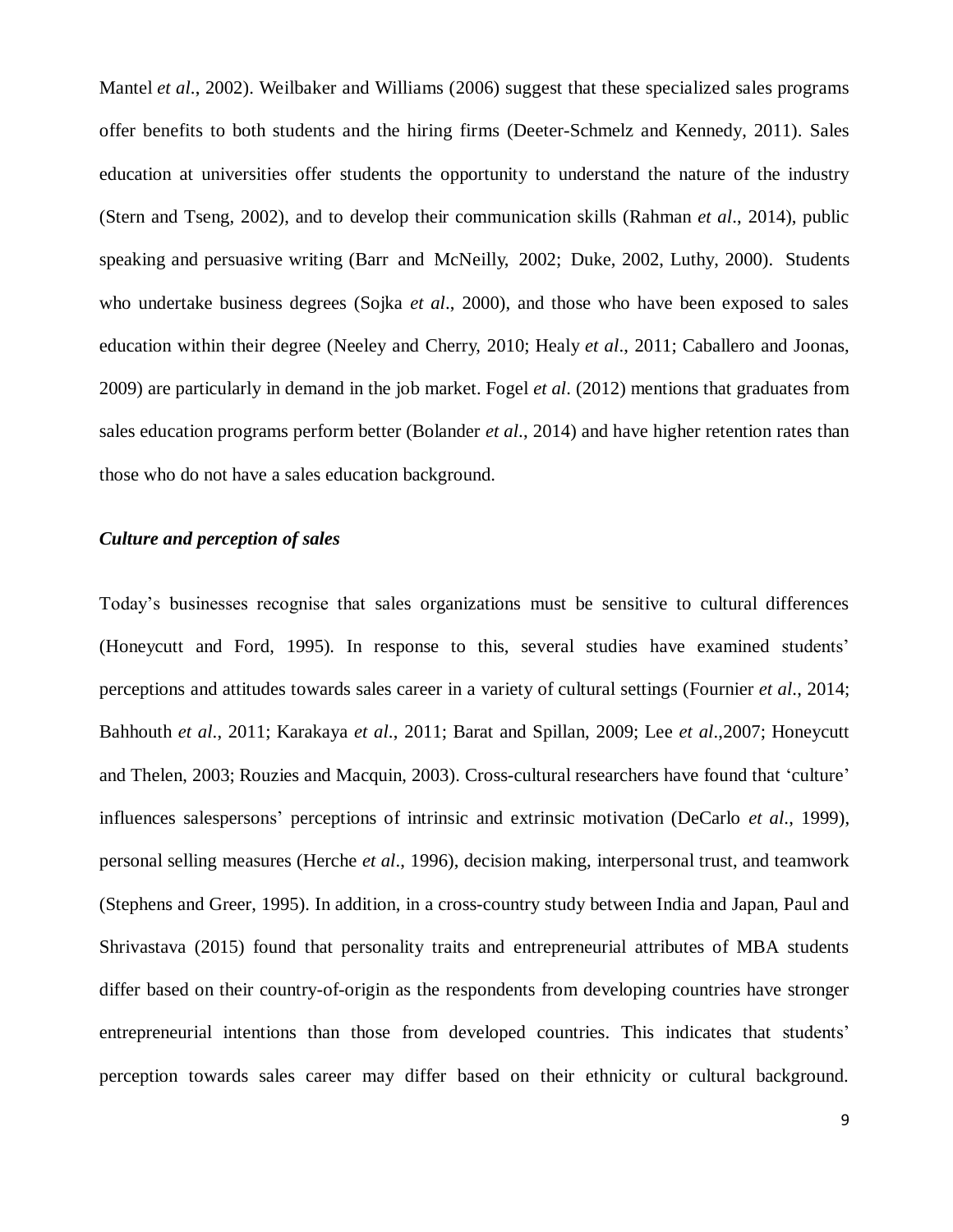Mantel *et al*., 2002). Weilbaker and Williams (2006) suggest that these specialized sales programs offer benefits to both students and the hiring firms (Deeter-Schmelz and Kennedy, 2011). Sales education at universities offer students the opportunity to understand the nature of the industry (Stern and Tseng, 2002), and to develop their communication skills (Rahman *et al*., 2014), public speaking and persuasive writing (Barr and McNeilly, 2002; Duke, 2002, Luthy, 2000). Students who undertake business degrees (Sojka *et al*., 2000), and those who have been exposed to sales education within their degree (Neeley and Cherry, 2010; Healy *et al*., 2011; Caballero and Joonas, 2009) are particularly in demand in the job market. Fogel *et al*. (2012) mentions that graduates from sales education programs perform better (Bolander *et al*., 2014) and have higher retention rates than those who do not have a sales education background.

***Culture and perception of sales***

Today's businesses recognise that sales organizations must be sensitive to cultural differences (Honeycutt and Ford, 1995). In response to this, several studies have examined students' perceptions and attitudes towards sales career in a variety of cultural settings (Fournier *et al*., 2014; Bahhouth *et al*., 2011; Karakaya *et al*., 2011; Barat and Spillan, 2009; Lee *et al*.,2007; Honeycutt and Thelen, 2003; Rouzies and Macquin, 2003). Cross-cultural researchers have found that 'culture' influences salespersons' perceptions of intrinsic and extrinsic motivation (DeCarlo *et al*., 1999), personal selling measures (Herche *et al*., 1996), decision making, interpersonal trust, and teamwork (Stephens and Greer, 1995). In addition, in a cross-country study between India and Japan, Paul and Shrivastava (2015) found that personality traits and entrepreneurial attributes of MBA students differ based on their country-of-origin as the respondents from developing countries have stronger entrepreneurial intentions than those from developed countries. This indicates that students' perception towards sales career may differ based on their ethnicity or cultural background.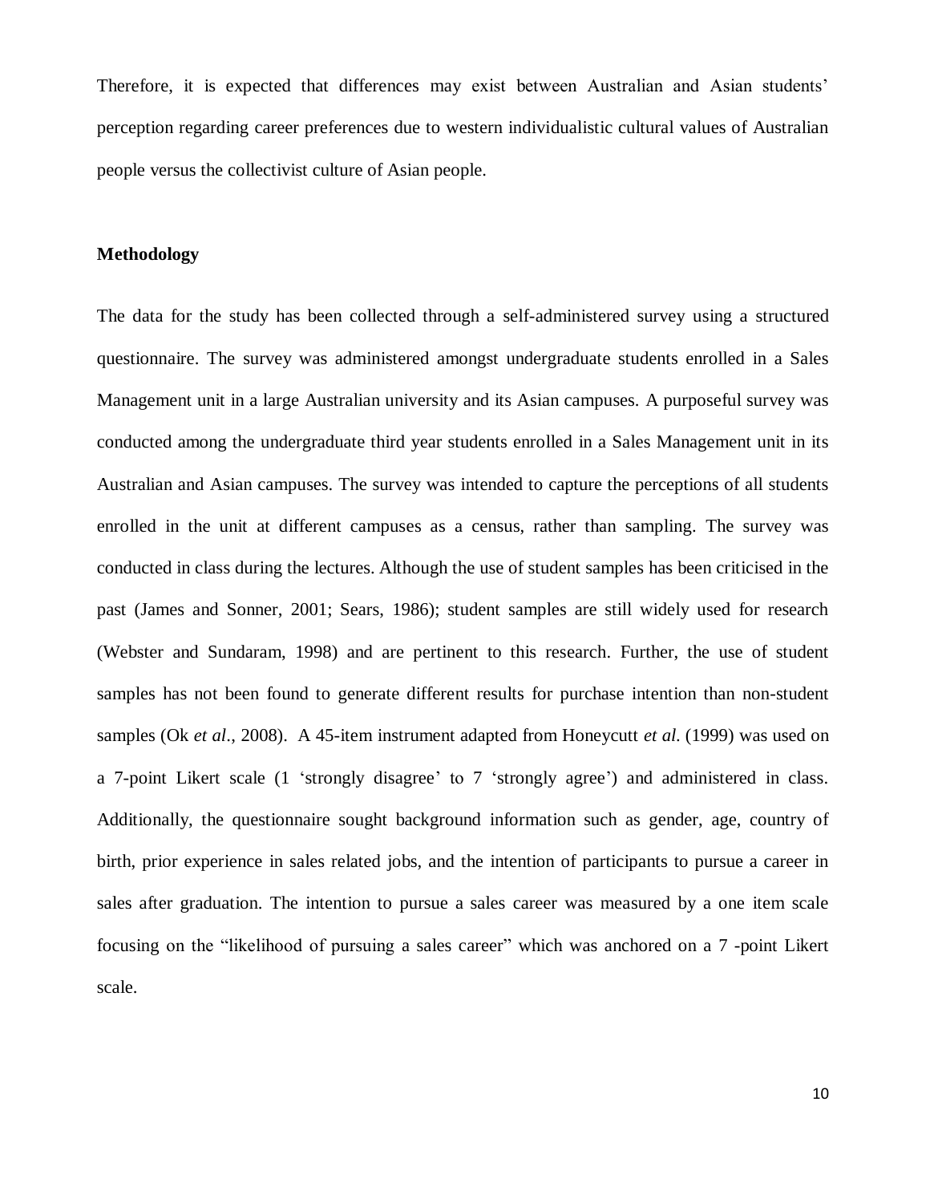Therefore, it is expected that differences may exist between Australian and Asian students' perception regarding career preferences due to western individualistic cultural values of Australian people versus the collectivist culture of Asian people.

## Methodology

The data for the study has been collected through a self-administered survey using a structured questionnaire. The survey was administered amongst undergraduate students enrolled in a Sales Management unit in a large Australian university and its Asian campuses. A purposeful survey was conducted among the undergraduate third year students enrolled in a Sales Management unit in its Australian and Asian campuses. The survey was intended to capture the perceptions of all students enrolled in the unit at different campuses as a census, rather than sampling. The survey was conducted in class during the lectures. Although the use of student samples has been criticised in the past (James and Sonner, 2001; Sears, 1986); student samples are still widely used for research (Webster and Sundaram, 1998) and are pertinent to this research. Further, the use of student samples has not been found to generate different results for purchase intention than non-student samples (Ok *et al*., 2008). A 45-item instrument adapted from Honeycutt *et al.* (1999) was used on a 7-point Likert scale (1 'strongly disagree' to 7 'strongly agree') and administered in class. Additionally, the questionnaire sought background information such as gender, age, country of birth, prior experience in sales related jobs, and the intention of participants to pursue a career in sales after graduation. The intention to pursue a sales career was measured by a one item scale focusing on the "likelihood of pursuing a sales career" which was anchored on a 7 -point Likert scale.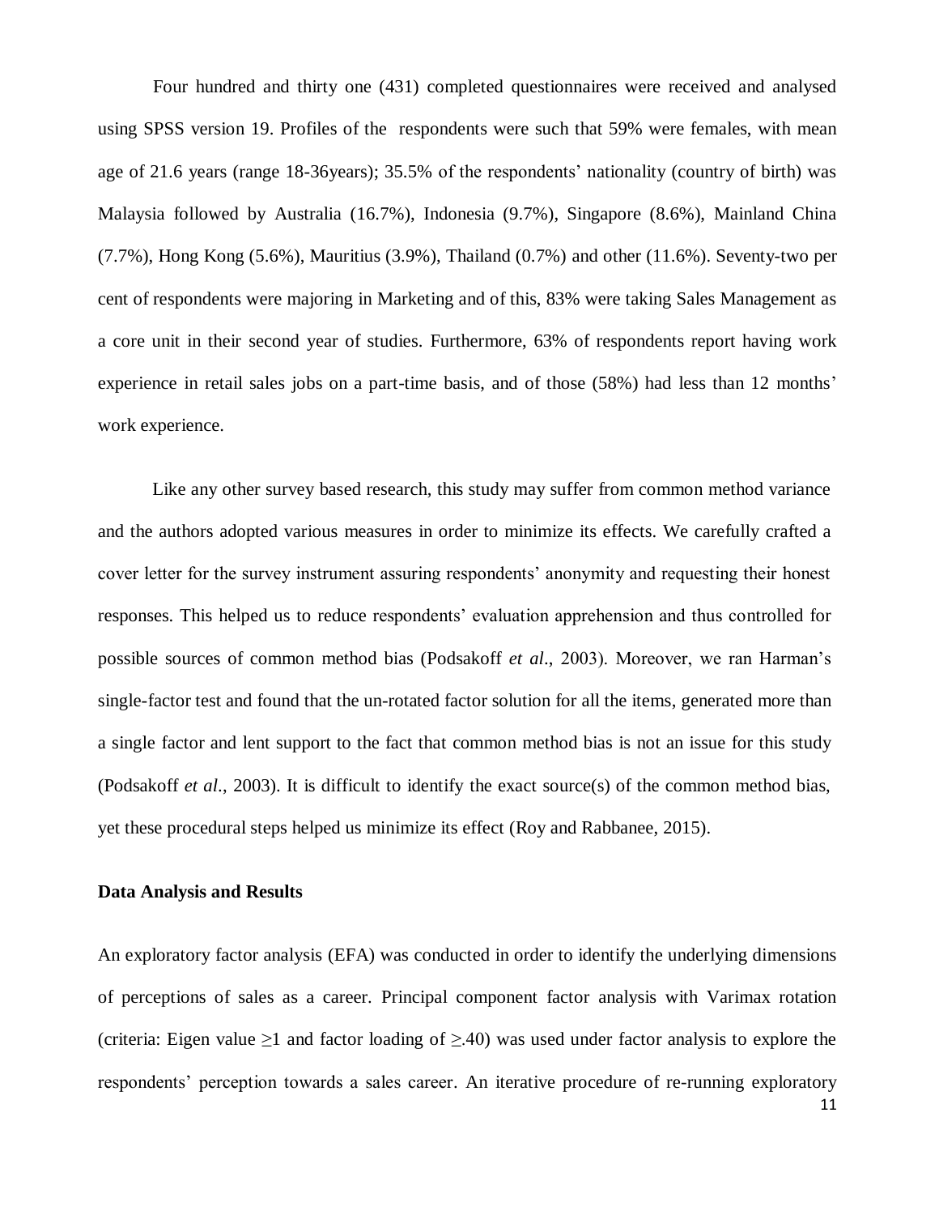Four hundred and thirty one (431) completed questionnaires were received and analysed using SPSS version 19. Profiles of the respondents were such that 59% were females, with mean age of 21.6 years (range 18-36years); 35.5% of the respondents' nationality (country of birth) was Malaysia followed by Australia (16.7%), Indonesia (9.7%), Singapore (8.6%), Mainland China (7.7%), Hong Kong (5.6%), Mauritius (3.9%), Thailand (0.7%) and other (11.6%). Seventy-two per cent of respondents were majoring in Marketing and of this, 83% were taking Sales Management as a core unit in their second year of studies. Furthermore, 63% of respondents report having work experience in retail sales jobs on a part-time basis, and of those (58%) had less than 12 months' work experience.

Like any other survey based research, this study may suffer from common method variance and the authors adopted various measures in order to minimize its effects. We carefully crafted a cover letter for the survey instrument assuring respondents' anonymity and requesting their honest responses. This helped us to reduce respondents' evaluation apprehension and thus controlled for possible sources of common method bias (Podsakoff *et al*., 2003). Moreover, we ran Harman's single-factor test and found that the un-rotated factor solution for all the items, generated more than a single factor and lent support to the fact that common method bias is not an issue for this study (Podsakoff *et al*., 2003). It is difficult to identify the exact source(s) of the common method bias, yet these procedural steps helped us minimize its effect (Roy and Rabbanee, 2015).

**Data Analysis and Results**

An exploratory factor analysis (EFA) was conducted in order to identify the underlying dimensions of perceptions of sales as a career. Principal component factor analysis with Varimax rotation (criteria: Eigen value $\geq 1$ and factor loading of $\geq .40$) was used under factor analysis to explore the respondents' perception towards a sales career. An iterative procedure of re-running exploratory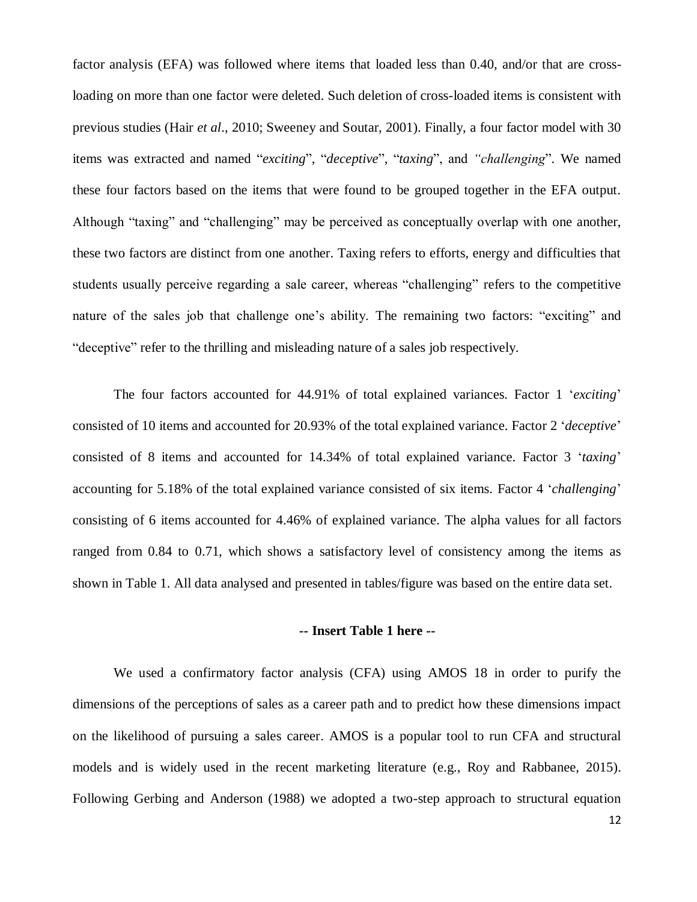factor analysis (EFA) was followed where items that loaded less than 0.40, and/or that are cross-loading on more than one factor were deleted. Such deletion of cross-loaded items is consistent with previous studies (Hair *et al*., 2010; Sweeney and Soutar, 2001). Finally, a four factor model with 30 items was extracted and named "*exciting*", "*deceptive*", "*taxing*", and *"challenging*". We named these four factors based on the items that were found to be grouped together in the EFA output. Although "taxing" and "challenging" may be perceived as conceptually overlap with one another, these two factors are distinct from one another. Taxing refers to efforts, energy and difficulties that students usually perceive regarding a sale career, whereas "challenging" refers to the competitive nature of the sales job that challenge one's ability. The remaining two factors: "exciting" and "deceptive" refer to the thrilling and misleading nature of a sales job respectively.

The four factors accounted for 44.91% of total explained variances. Factor 1 '*exciting*' consisted of 10 items and accounted for 20.93% of the total explained variance. Factor 2 '*deceptive*' consisted of 8 items and accounted for 14.34% of total explained variance. Factor 3 '*taxing*' accounting for 5.18% of the total explained variance consisted of six items. Factor 4 '*challenging*' consisting of 6 items accounted for 4.46% of explained variance. The alpha values for all factors ranged from 0.84 to 0.71, which shows a satisfactory level of consistency among the items as shown in Table 1. All data analysed and presented in tables/figure was based on the entire data set.

**-- Insert Table 1 here --**

We used a confirmatory factor analysis (CFA) using AMOS 18 in order to purify the dimensions of the perceptions of sales as a career path and to predict how these dimensions impact on the likelihood of pursuing a sales career. AMOS is a popular tool to run CFA and structural models and is widely used in the recent marketing literature (e.g., Roy and Rabbanee, 2015). Following Gerbing and Anderson (1988) we adopted a two-step approach to structural equation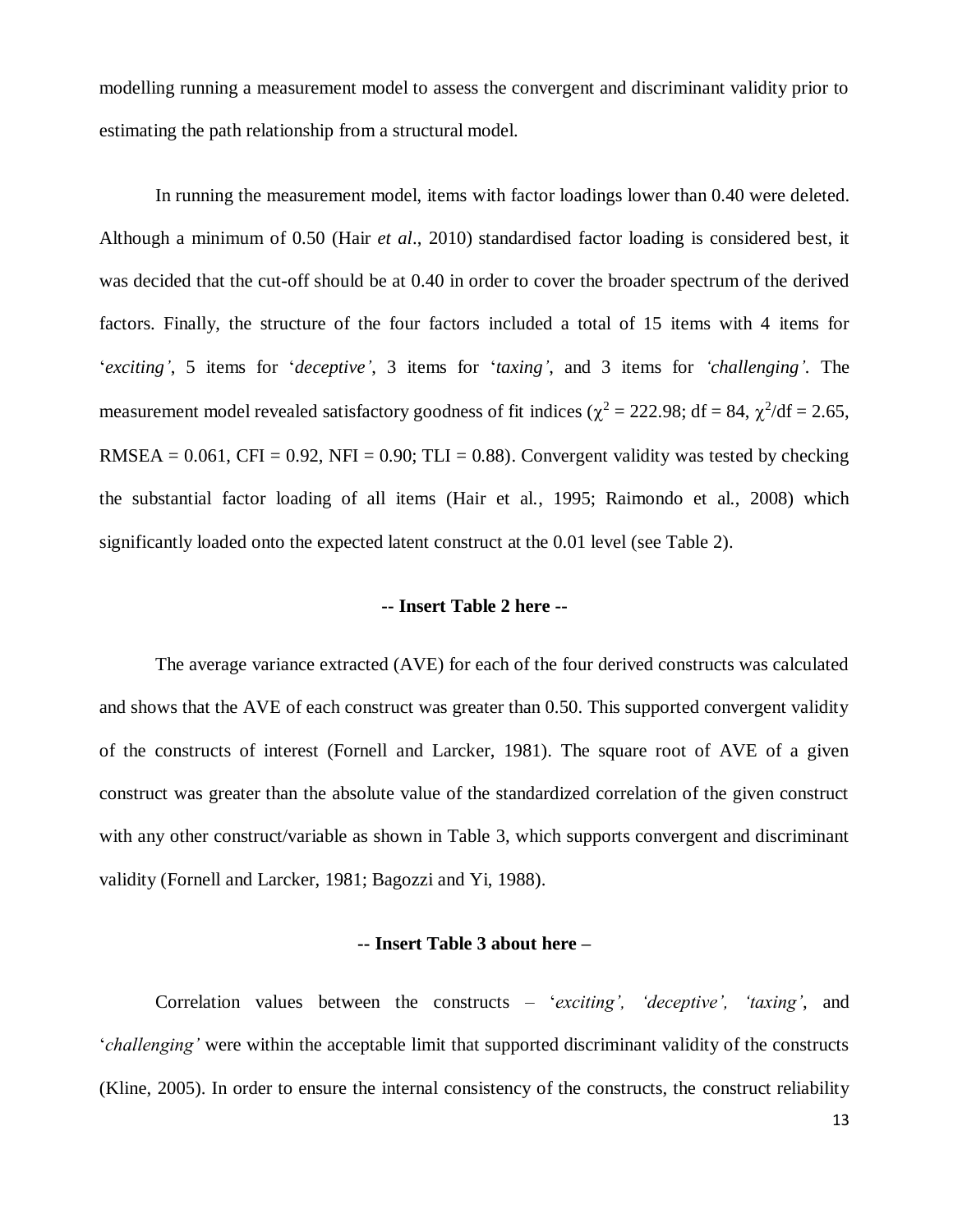modelling running a measurement model to assess the convergent and discriminant validity prior to estimating the path relationship from a structural model.

In running the measurement model, items with factor loadings lower than 0.40 were deleted. Although a minimum of 0.50 (Hair *et al*., 2010) standardised factor loading is considered best, it was decided that the cut-off should be at 0.40 in order to cover the broader spectrum of the derived factors. Finally, the structure of the four factors included a total of 15 items with 4 items for '*exciting'*, 5 items for '*deceptive'*, 3 items for '*taxing'*, and 3 items for *'challenging'*. The measurement model revealed satisfactory goodness of fit indices ($\chi^2$ = 222.98; df = 84, $\chi^2$/df = 2.65, RMSEA = 0.061, CFI = 0.92, NFI = 0.90; TLI = 0.88). Convergent validity was tested by checking the substantial factor loading of all items (Hair et al., 1995; Raimondo et al., 2008) which significantly loaded onto the expected latent construct at the 0.01 level (see Table 2).

**-- Insert Table 2 here --**

The average variance extracted (AVE) for each of the four derived constructs was calculated and shows that the AVE of each construct was greater than 0.50. This supported convergent validity of the constructs of interest (Fornell and Larcker, 1981). The square root of AVE of a given construct was greater than the absolute value of the standardized correlation of the given construct with any other construct/variable as shown in Table 3, which supports convergent and discriminant validity (Fornell and Larcker, 1981; Bagozzi and Yi, 1988).

**-- Insert Table 3 about here –**

Correlation values between the constructs – '*exciting', 'deceptive', 'taxing'*, and '*challenging'* were within the acceptable limit that supported discriminant validity of the constructs (Kline, 2005). In order to ensure the internal consistency of the constructs, the construct reliability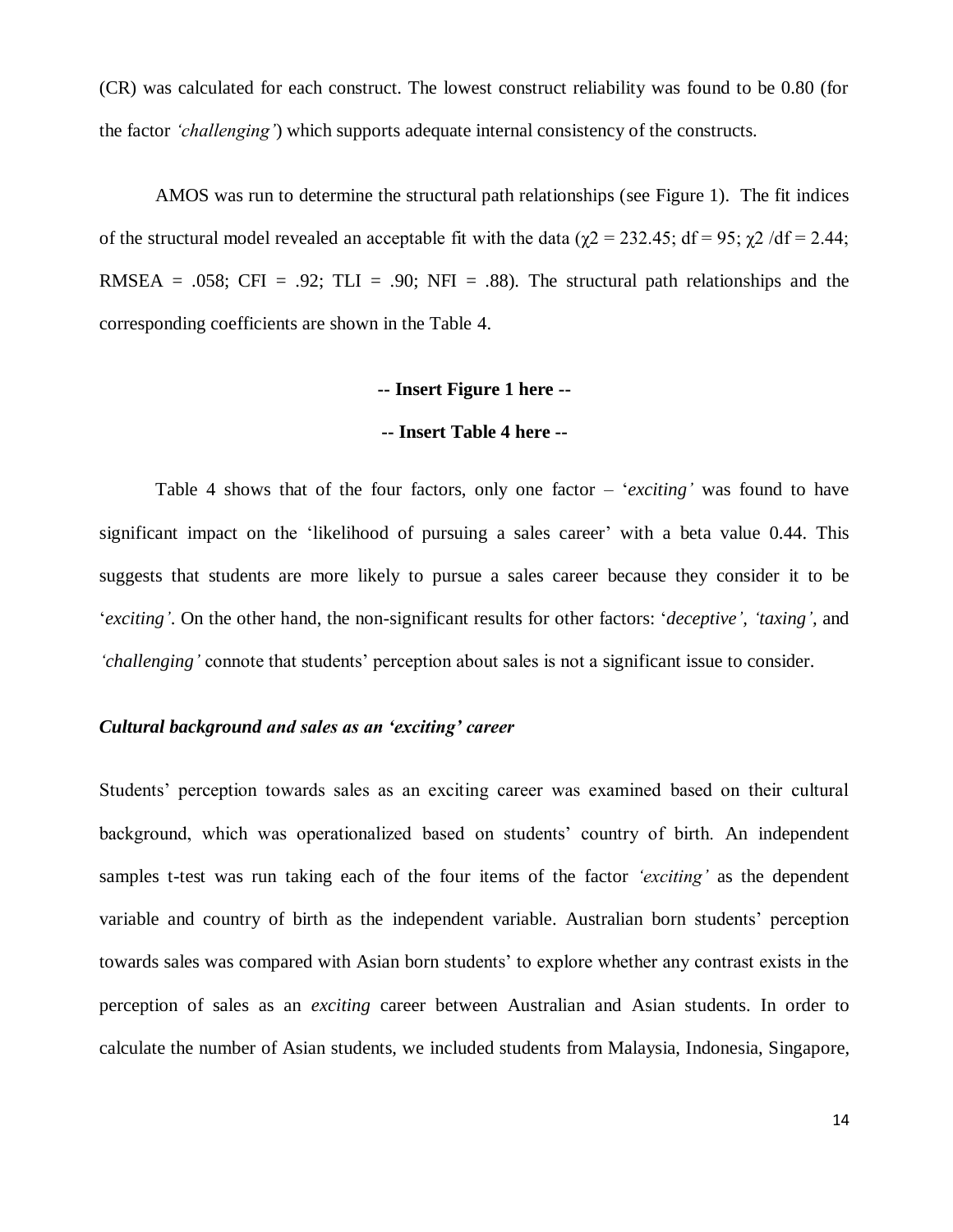(CR) was calculated for each construct. The lowest construct reliability was found to be 0.80 (for the factor *'challenging'*) which supports adequate internal consistency of the constructs.

AMOS was run to determine the structural path relationships (see Figure 1). The fit indices of the structural model revealed an acceptable fit with the data ($\chi2 = 232.45$; df = 95; $\chi2$ /df = 2.44; RMSEA = .058; CFI = .92; TLI = .90; NFI = .88). The structural path relationships and the corresponding coefficients are shown in the Table 4.

**-- Insert Figure 1 here --**

**-- Insert Table 4 here --**

Table 4 shows that of the four factors, only one factor – '*exciting'* was found to have significant impact on the 'likelihood of pursuing a sales career' with a beta value 0.44. This suggests that students are more likely to pursue a sales career because they consider it to be '*exciting'*. On the other hand, the non-significant results for other factors: '*deceptive', 'taxing'*, and *'challenging'* connote that students' perception about sales is not a significant issue to consider.

### *Cultural background and sales as an 'exciting' career*

Students' perception towards sales as an exciting career was examined based on their cultural background, which was operationalized based on students' country of birth. An independent samples t-test was run taking each of the four items of the factor *'exciting'* as the dependent variable and country of birth as the independent variable. Australian born students' perception towards sales was compared with Asian born students' to explore whether any contrast exists in the perception of sales as an *exciting* career between Australian and Asian students. In order to calculate the number of Asian students, we included students from Malaysia, Indonesia, Singapore,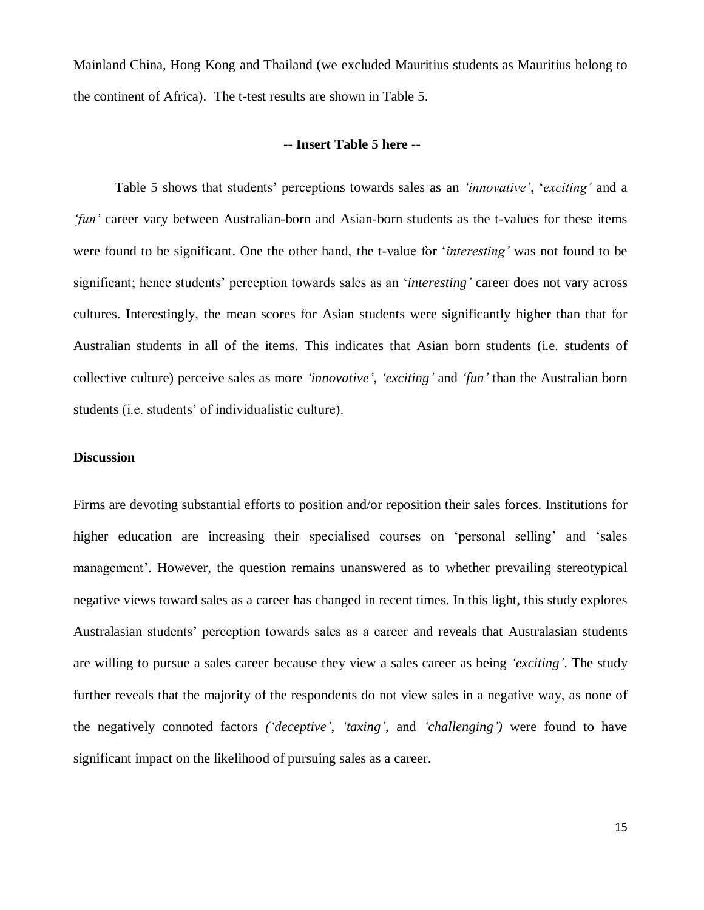Mainland China, Hong Kong and Thailand (we excluded Mauritius students as Mauritius belong to the continent of Africa). The t-test results are shown in Table 5.

**-- Insert Table 5 here --**

Table 5 shows that students' perceptions towards sales as an *'innovative'*, '*exciting'* and a *'fun'* career vary between Australian-born and Asian-born students as the t-values for these items were found to be significant. One the other hand, the t-value for '*interesting'* was not found to be significant; hence students' perception towards sales as an '*interesting'* career does not vary across cultures. Interestingly, the mean scores for Asian students were significantly higher than that for Australian students in all of the items. This indicates that Asian born students (i.e. students of collective culture) perceive sales as more *'innovative', 'exciting'* and *'fun'* than the Australian born students (i.e. students' of individualistic culture).

**Discussion**

Firms are devoting substantial efforts to position and/or reposition their sales forces. Institutions for higher education are increasing their specialised courses on 'personal selling' and 'sales management'. However, the question remains unanswered as to whether prevailing stereotypical negative views toward sales as a career has changed in recent times. In this light, this study explores Australasian students' perception towards sales as a career and reveals that Australasian students are willing to pursue a sales career because they view a sales career as being *'exciting'*. The study further reveals that the majority of the respondents do not view sales in a negative way, as none of the negatively connoted factors *('deceptive', 'taxing',* and *'challenging')* were found to have significant impact on the likelihood of pursuing sales as a career.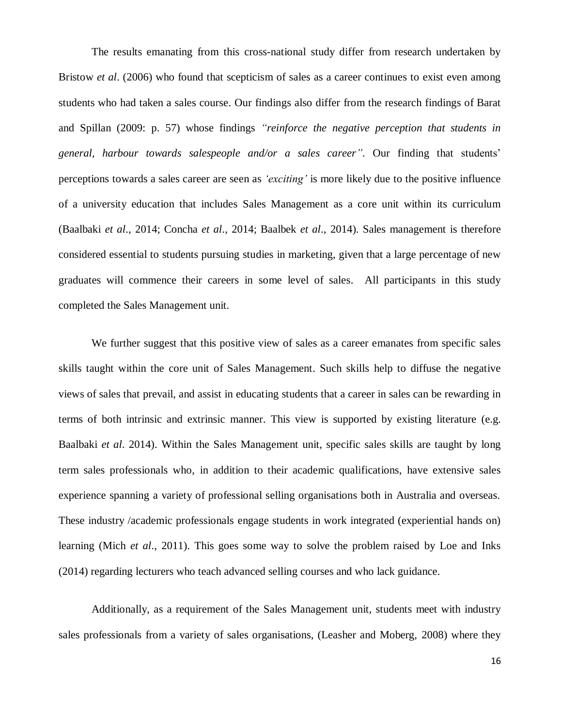The results emanating from this cross-national study differ from research undertaken by Bristow *et al*. (2006) who found that scepticism of sales as a career continues to exist even among students who had taken a sales course. Our findings also differ from the research findings of Barat and Spillan (2009: p. 57) whose findings *"reinforce the negative perception that students in general, harbour towards salespeople and/or a sales career"*. Our finding that students' perceptions towards a sales career are seen as *'exciting'* is more likely due to the positive influence of a university education that includes Sales Management as a core unit within its curriculum (Baalbaki *et al*., 2014; Concha *et al*., 2014; Baalbek *et al*., 2014). Sales management is therefore considered essential to students pursuing studies in marketing, given that a large percentage of new graduates will commence their careers in some level of sales. All participants in this study completed the Sales Management unit.

We further suggest that this positive view of sales as a career emanates from specific sales skills taught within the core unit of Sales Management. Such skills help to diffuse the negative views of sales that prevail, and assist in educating students that a career in sales can be rewarding in terms of both intrinsic and extrinsic manner. This view is supported by existing literature (e.g. Baalbaki *et al*. 2014). Within the Sales Management unit, specific sales skills are taught by long term sales professionals who, in addition to their academic qualifications, have extensive sales experience spanning a variety of professional selling organisations both in Australia and overseas. These industry /academic professionals engage students in work integrated (experiential hands on) learning (Mich *et al*., 2011). This goes some way to solve the problem raised by Loe and Inks (2014) regarding lecturers who teach advanced selling courses and who lack guidance.

Additionally, as a requirement of the Sales Management unit, students meet with industry sales professionals from a variety of sales organisations, (Leasher and Moberg, 2008) where they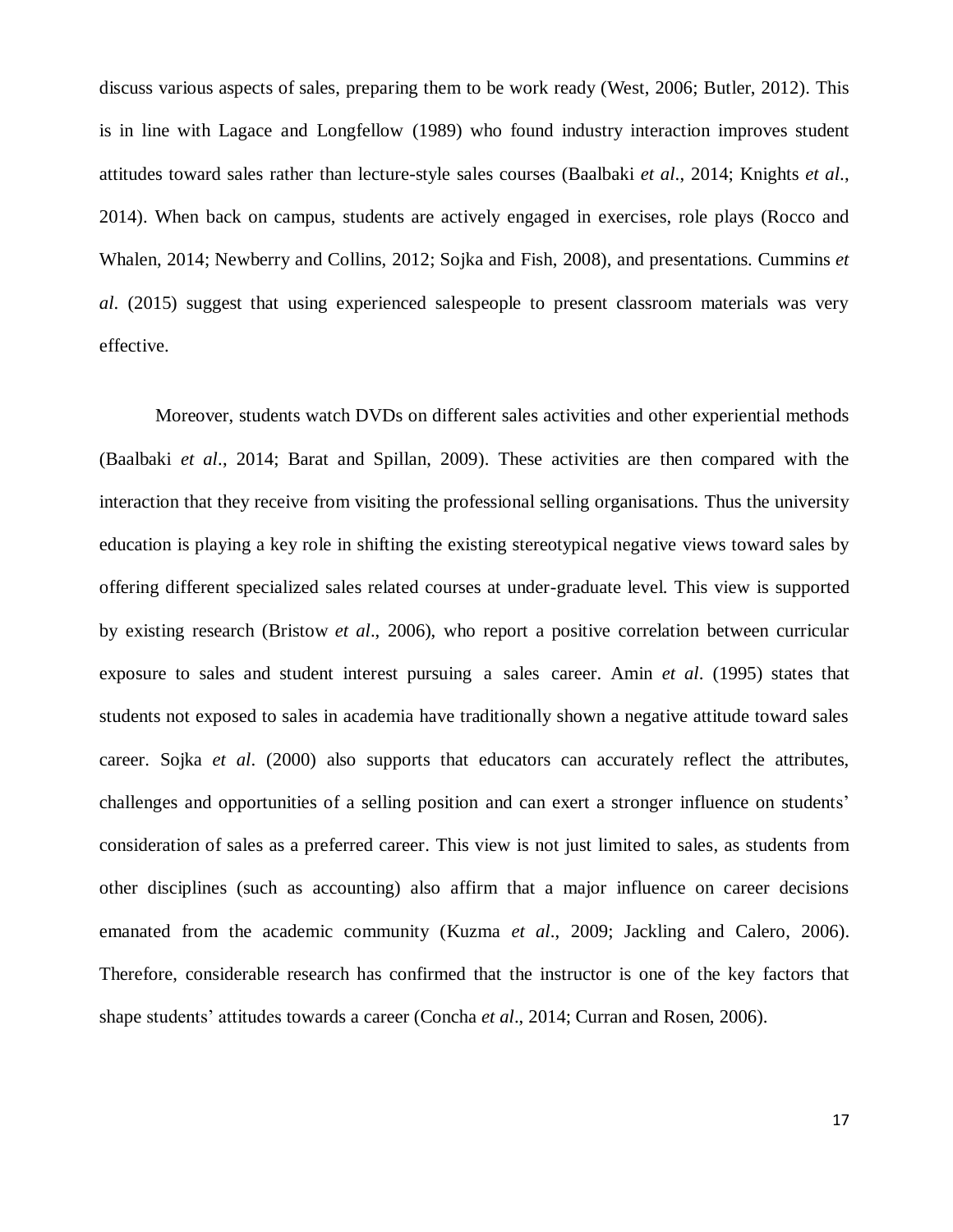discuss various aspects of sales, preparing them to be work ready (West, 2006; Butler, 2012). This is in line with Lagace and Longfellow (1989) who found industry interaction improves student attitudes toward sales rather than lecture-style sales courses (Baalbaki *et al*., 2014; Knights *et al*., 2014). When back on campus, students are actively engaged in exercises, role plays (Rocco and Whalen, 2014; Newberry and Collins, 2012; Sojka and Fish, 2008), and presentations. Cummins *et al*. (2015) suggest that using experienced salespeople to present classroom materials was very effective.

Moreover, students watch DVDs on different sales activities and other experiential methods (Baalbaki *et al*., 2014; Barat and Spillan, 2009). These activities are then compared with the interaction that they receive from visiting the professional selling organisations. Thus the university education is playing a key role in shifting the existing stereotypical negative views toward sales by offering different specialized sales related courses at under-graduate level. This view is supported by existing research (Bristow *et al*., 2006), who report a positive correlation between curricular exposure to sales and student interest pursuing a sales career. Amin *et al*. (1995) states that students not exposed to sales in academia have traditionally shown a negative attitude toward sales career. Sojka *et al*. (2000) also supports that educators can accurately reflect the attributes, challenges and opportunities of a selling position and can exert a stronger influence on students' consideration of sales as a preferred career. This view is not just limited to sales, as students from other disciplines (such as accounting) also affirm that a major influence on career decisions emanated from the academic community (Kuzma *et al*., 2009; Jackling and Calero, 2006). Therefore, considerable research has confirmed that the instructor is one of the key factors that shape students' attitudes towards a career (Concha *et al*., 2014; Curran and Rosen, 2006).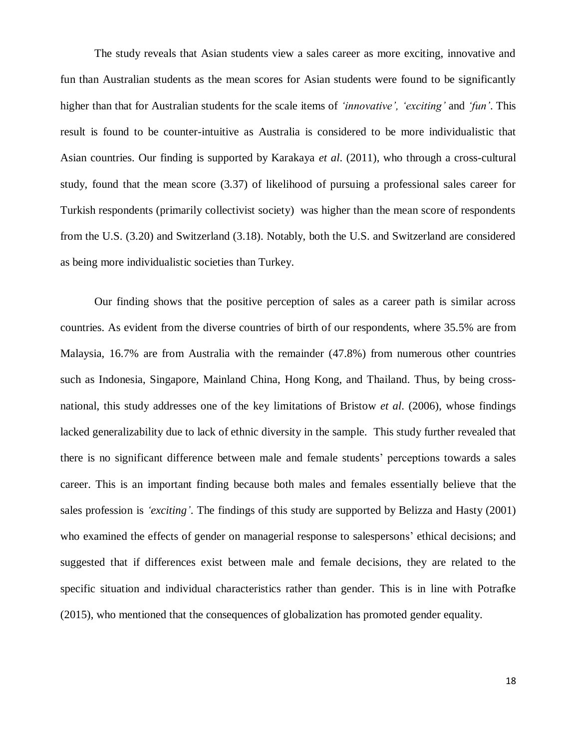The study reveals that Asian students view a sales career as more exciting, innovative and fun than Australian students as the mean scores for Asian students were found to be significantly higher than that for Australian students for the scale items of *'innovative', 'exciting'* and *'fun'*. This result is found to be counter-intuitive as Australia is considered to be more individualistic that Asian countries. Our finding is supported by Karakaya *et al*. (2011), who through a cross-cultural study, found that the mean score (3.37) of likelihood of pursuing a professional sales career for Turkish respondents (primarily collectivist society) was higher than the mean score of respondents from the U.S. (3.20) and Switzerland (3.18). Notably, both the U.S. and Switzerland are considered as being more individualistic societies than Turkey.

Our finding shows that the positive perception of sales as a career path is similar across countries. As evident from the diverse countries of birth of our respondents, where 35.5% are from Malaysia, 16.7% are from Australia with the remainder (47.8%) from numerous other countries such as Indonesia, Singapore, Mainland China, Hong Kong, and Thailand. Thus, by being cross-national, this study addresses one of the key limitations of Bristow *et al*. (2006), whose findings lacked generalizability due to lack of ethnic diversity in the sample. This study further revealed that there is no significant difference between male and female students' perceptions towards a sales career. This is an important finding because both males and females essentially believe that the sales profession is *'exciting'*. The findings of this study are supported by Belizza and Hasty (2001) who examined the effects of gender on managerial response to salespersons' ethical decisions; and suggested that if differences exist between male and female decisions, they are related to the specific situation and individual characteristics rather than gender. This is in line with Potrafke (2015), who mentioned that the consequences of globalization has promoted gender equality.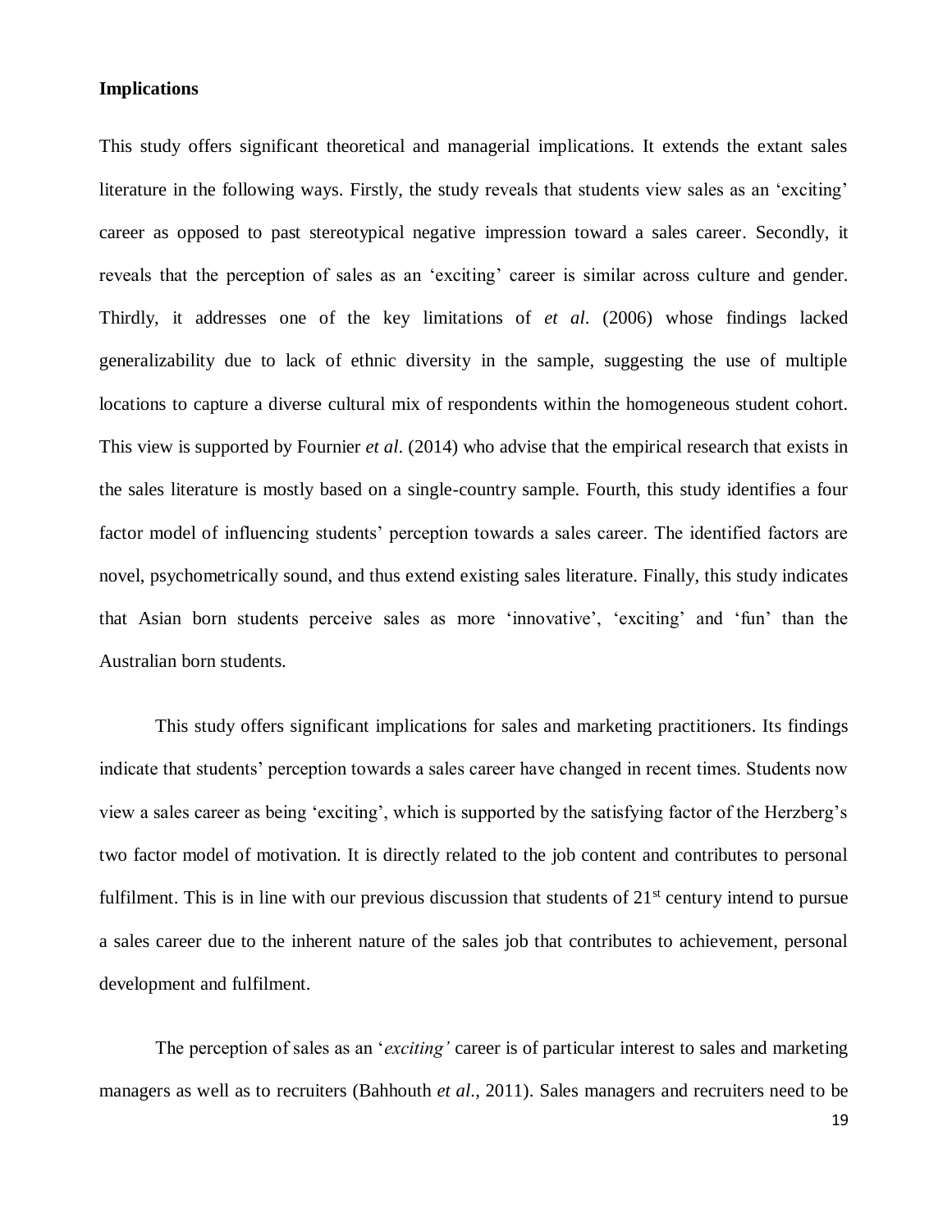**Implications**

This study offers significant theoretical and managerial implications. It extends the extant sales literature in the following ways. Firstly, the study reveals that students view sales as an 'exciting' career as opposed to past stereotypical negative impression toward a sales career. Secondly, it reveals that the perception of sales as an 'exciting' career is similar across culture and gender. Thirdly, it addresses one of the key limitations of *et al*. (2006) whose findings lacked generalizability due to lack of ethnic diversity in the sample, suggesting the use of multiple locations to capture a diverse cultural mix of respondents within the homogeneous student cohort. This view is supported by Fournier *et al*. (2014) who advise that the empirical research that exists in the sales literature is mostly based on a single-country sample. Fourth, this study identifies a four factor model of influencing students' perception towards a sales career. The identified factors are novel, psychometrically sound, and thus extend existing sales literature. Finally, this study indicates that Asian born students perceive sales as more 'innovative', 'exciting' and 'fun' than the Australian born students.

This study offers significant implications for sales and marketing practitioners. Its findings indicate that students' perception towards a sales career have changed in recent times. Students now view a sales career as being 'exciting', which is supported by the satisfying factor of the Herzberg's two factor model of motivation. It is directly related to the job content and contributes to personal fulfilment. This is in line with our previous discussion that students of 21st century intend to pursue a sales career due to the inherent nature of the sales job that contributes to achievement, personal development and fulfilment.

The perception of sales as an '*exciting'* career is of particular interest to sales and marketing managers as well as to recruiters (Bahhouth *et al*., 2011). Sales managers and recruiters need to be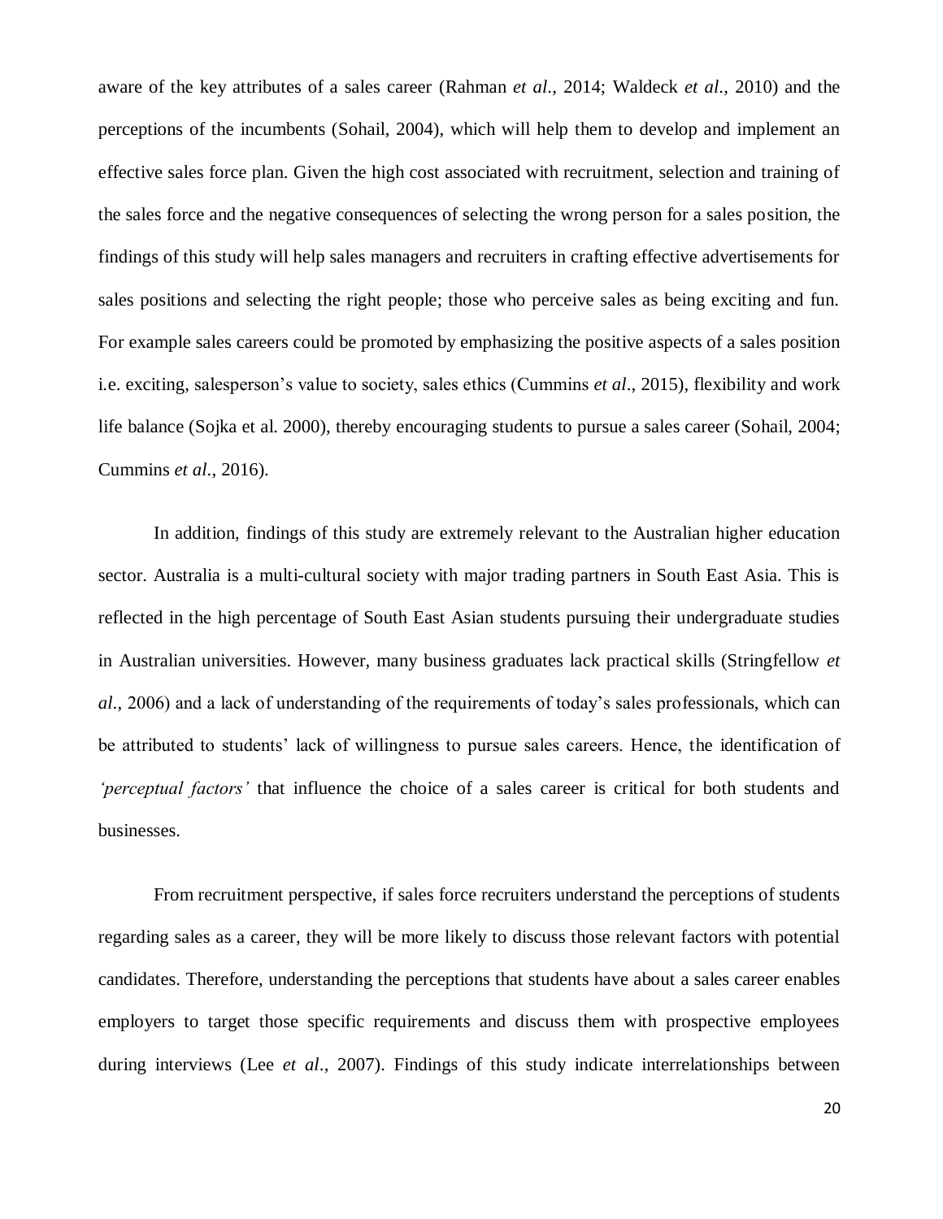aware of the key attributes of a sales career (Rahman *et al*., 2014; Waldeck *et al*., 2010) and the perceptions of the incumbents (Sohail, 2004), which will help them to develop and implement an effective sales force plan. Given the high cost associated with recruitment, selection and training of the sales force and the negative consequences of selecting the wrong person for a sales position, the findings of this study will help sales managers and recruiters in crafting effective advertisements for sales positions and selecting the right people; those who perceive sales as being exciting and fun. For example sales careers could be promoted by emphasizing the positive aspects of a sales position i.e. exciting, salesperson's value to society, sales ethics (Cummins *et al*., 2015), flexibility and work life balance (Sojka et al. 2000), thereby encouraging students to pursue a sales career (Sohail, 2004; Cummins *et al*., 2016).

In addition, findings of this study are extremely relevant to the Australian higher education sector. Australia is a multi-cultural society with major trading partners in South East Asia. This is reflected in the high percentage of South East Asian students pursuing their undergraduate studies in Australian universities. However, many business graduates lack practical skills (Stringfellow *et al*., 2006) and a lack of understanding of the requirements of today's sales professionals, which can be attributed to students' lack of willingness to pursue sales careers. Hence, the identification of *'perceptual factors'* that influence the choice of a sales career is critical for both students and businesses.

From recruitment perspective, if sales force recruiters understand the perceptions of students regarding sales as a career, they will be more likely to discuss those relevant factors with potential candidates. Therefore, understanding the perceptions that students have about a sales career enables employers to target those specific requirements and discuss them with prospective employees during interviews (Lee *et al*., 2007). Findings of this study indicate interrelationships between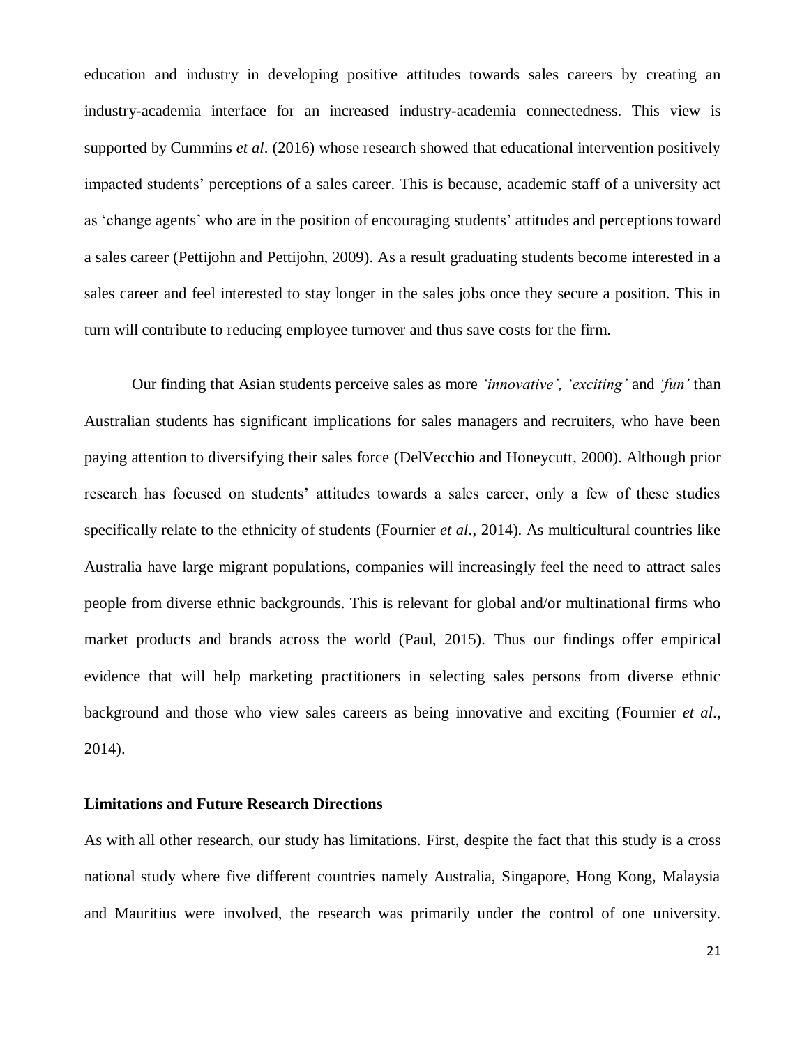education and industry in developing positive attitudes towards sales careers by creating an industry-academia interface for an increased industry-academia connectedness. This view is supported by Cummins *et al*. (2016) whose research showed that educational intervention positively impacted students' perceptions of a sales career. This is because, academic staff of a university act as 'change agents' who are in the position of encouraging students' attitudes and perceptions toward a sales career (Pettijohn and Pettijohn, 2009). As a result graduating students become interested in a sales career and feel interested to stay longer in the sales jobs once they secure a position. This in turn will contribute to reducing employee turnover and thus save costs for the firm.

Our finding that Asian students perceive sales as more *'innovative', 'exciting'* and *'fun'* than Australian students has significant implications for sales managers and recruiters, who have been paying attention to diversifying their sales force (DelVecchio and Honeycutt, 2000). Although prior research has focused on students' attitudes towards a sales career, only a few of these studies specifically relate to the ethnicity of students (Fournier *et al*., 2014). As multicultural countries like Australia have large migrant populations, companies will increasingly feel the need to attract sales people from diverse ethnic backgrounds. This is relevant for global and/or multinational firms who market products and brands across the world (Paul, 2015). Thus our findings offer empirical evidence that will help marketing practitioners in selecting sales persons from diverse ethnic background and those who view sales careers as being innovative and exciting (Fournier *et al*., 2014).

## Limitations and Future Research Directions

As with all other research, our study has limitations. First, despite the fact that this study is a cross national study where five different countries namely Australia, Singapore, Hong Kong, Malaysia and Mauritius were involved, the research was primarily under the control of one university.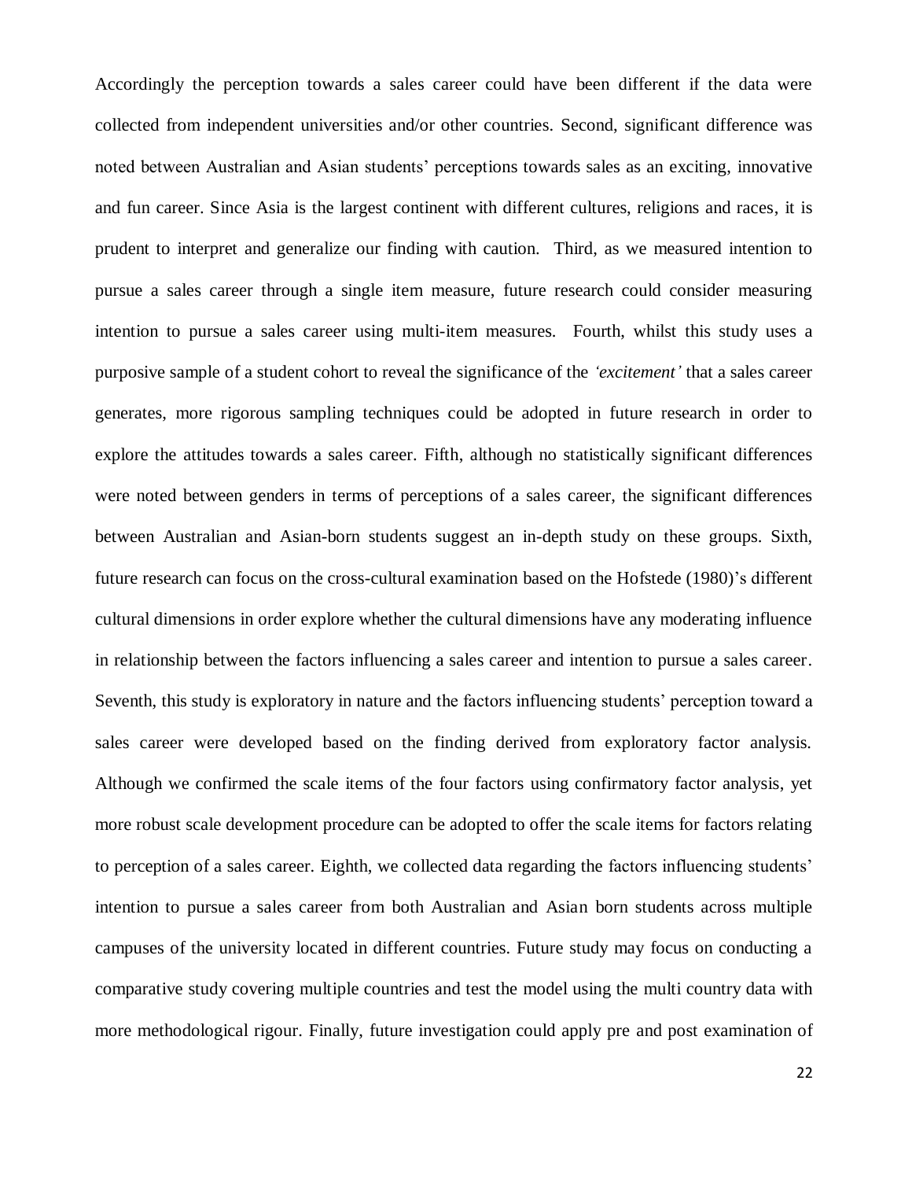Accordingly the perception towards a sales career could have been different if the data were collected from independent universities and/or other countries. Second, significant difference was noted between Australian and Asian students' perceptions towards sales as an exciting, innovative and fun career. Since Asia is the largest continent with different cultures, religions and races, it is prudent to interpret and generalize our finding with caution. Third, as we measured intention to pursue a sales career through a single item measure, future research could consider measuring intention to pursue a sales career using multi-item measures. Fourth, whilst this study uses a purposive sample of a student cohort to reveal the significance of the *'excitement'* that a sales career generates, more rigorous sampling techniques could be adopted in future research in order to explore the attitudes towards a sales career. Fifth, although no statistically significant differences were noted between genders in terms of perceptions of a sales career, the significant differences between Australian and Asian-born students suggest an in-depth study on these groups. Sixth, future research can focus on the cross-cultural examination based on the Hofstede (1980)'s different cultural dimensions in order explore whether the cultural dimensions have any moderating influence in relationship between the factors influencing a sales career and intention to pursue a sales career. Seventh, this study is exploratory in nature and the factors influencing students' perception toward a sales career were developed based on the finding derived from exploratory factor analysis. Although we confirmed the scale items of the four factors using confirmatory factor analysis, yet more robust scale development procedure can be adopted to offer the scale items for factors relating to perception of a sales career. Eighth, we collected data regarding the factors influencing students' intention to pursue a sales career from both Australian and Asian born students across multiple campuses of the university located in different countries. Future study may focus on conducting a comparative study covering multiple countries and test the model using the multi country data with more methodological rigour. Finally, future investigation could apply pre and post examination of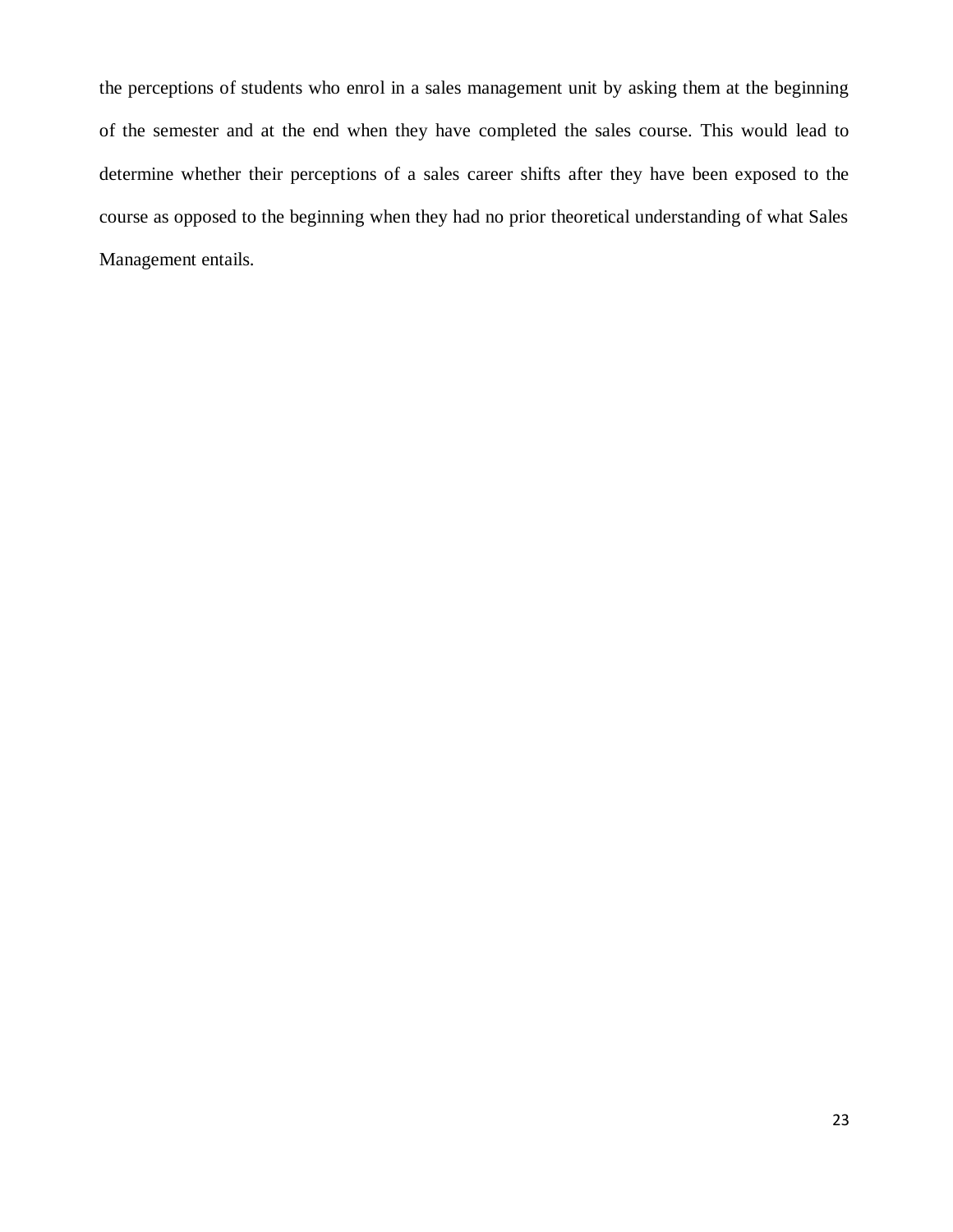the perceptions of students who enrol in a sales management unit by asking them at the beginning of the semester and at the end when they have completed the sales course. This would lead to determine whether their perceptions of a sales career shifts after they have been exposed to the course as opposed to the beginning when they had no prior theoretical understanding of what Sales Management entails.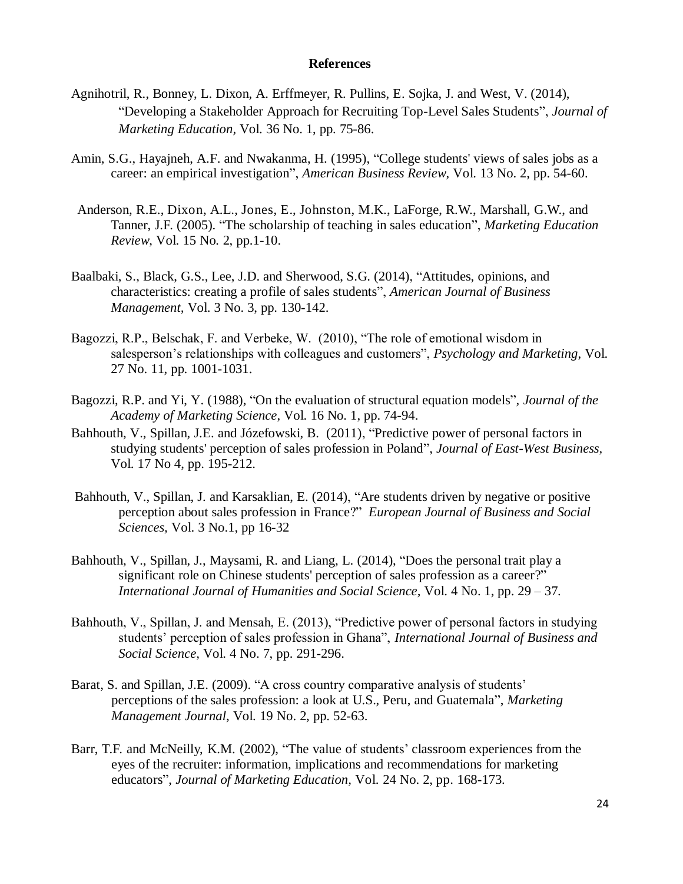**References**

Agnihotril, R., Bonney, L. Dixon, A. Erffmeyer, R. Pullins, E. Sojka, J. and West, V. (2014), "Developing a Stakeholder Approach for Recruiting Top-Level Sales Students", *Journal of Marketing Education*, Vol. 36 No. 1, pp. 75-86.

Amin, S.G., Hayajneh, A.F. and Nwakanma, H. (1995), "College students' views of sales jobs as a career: an empirical investigation", *American Business Review*, Vol. 13 No. 2, pp. 54-60.

Anderson, R.E., Dixon, A.L., Jones, E., Johnston, M.K., LaForge, R.W., Marshall, G.W., and Tanner, J.F. (2005). "The scholarship of teaching in sales education", *Marketing Education Review*, Vol. 15 No. 2, pp.1-10.

Baalbaki, S., Black, G.S., Lee, J.D. and Sherwood, S.G. (2014), "Attitudes, opinions, and characteristics: creating a profile of sales students", *American Journal of Business Management*, Vol. 3 No. 3, pp. 130-142.

Bagozzi, R.P., Belschak, F. and Verbeke, W. (2010), "The role of emotional wisdom in salesperson's relationships with colleagues and customers", *Psychology and Marketing*, Vol. 27 No. 11, pp. 1001-1031.

Bagozzi, R.P. and Yi, Y. (1988), "On the evaluation of structural equation models", *Journal of the Academy of Marketing Science*, Vol. 16 No. 1, pp. 74-94.

Bahhouth, V., Spillan, J.E. and Józefowski, B. (2011), "Predictive power of personal factors in studying students' perception of sales profession in Poland", *Journal of East-West Business*, Vol. 17 No 4, pp. 195-212.

Bahhouth, V., Spillan, J. and Karsaklian, E. (2014), "Are students driven by negative or positive perception about sales profession in France?" *European Journal of Business and Social Sciences*, Vol. 3 No.1, pp 16-32

Bahhouth, V., Spillan, J., Maysami, R. and Liang, L. (2014), "Does the personal trait play a significant role on Chinese students' perception of sales profession as a career?" *International Journal of Humanities and Social Science*, Vol. 4 No. 1, pp. 29 – 37.

Bahhouth, V., Spillan, J. and Mensah, E. (2013), "Predictive power of personal factors in studying students' perception of sales profession in Ghana", *International Journal of Business and Social Science*, Vol. 4 No. 7, pp. 291-296.

Barat, S. and Spillan, J.E. (2009). "A cross country comparative analysis of students' perceptions of the sales profession: a look at U.S., Peru, and Guatemala", *Marketing Management Journal*, Vol. 19 No. 2, pp. 52-63.

Barr, T.F. and McNeilly, K.M. (2002), "The value of students' classroom experiences from the eyes of the recruiter: information, implications and recommendations for marketing educators", *Journal of Marketing Education*, Vol. 24 No. 2, pp. 168-173.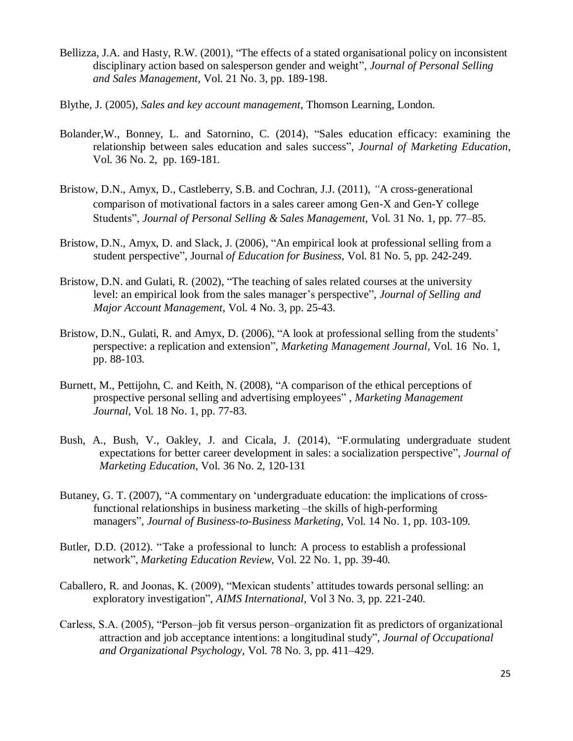Bellizza, J.A. and Hasty, R.W. (2001), "The effects of a stated organisational policy on inconsistent disciplinary action based on salesperson gender and weight", *Journal of Personal Selling and Sales Management,* Vol. 21 No. 3, pp. 189-198.

Blythe, J. (2005), *Sales and key account management*, Thomson Learning, London.

Bolander,W., Bonney, L. and Satornino, C. (2014), "Sales education efficacy: examining the relationship between sales education and sales success", *Journal of Marketing Education,* Vol. 36 No. 2, pp. 169-181.

Bristow, D.N., Amyx, D., Castleberry, S.B. and Cochran, J.J. (2011), "A cross-generational comparison of motivational factors in a sales career among Gen-X and Gen-Y college Students", *Journal of Personal Selling & Sales Management,* Vol. 31 No. 1, pp. 77–85.

Bristow, D.N., Amyx, D. and Slack, J. (2006), "An empirical look at professional selling from a student perspective", Journal *of Education for Business*, Vol. 81 No. 5, pp. 242-249.

Bristow, D.N. and Gulati, R. (2002), "The teaching of sales related courses at the university level: an empirical look from the sales manager's perspective", *Journal of Selling and Major Account Management*, Vol. 4 No. 3, pp. 25-43.

Bristow, D.N., Gulati, R. and Amyx, D. (2006), "A look at professional selling from the students' perspective: a replication and extension", *Marketing Management Journal,* Vol. 16 No. 1, pp. 88-103.

Burnett, M., Pettijohn, C. and Keith, N. (2008), "A comparison of the ethical perceptions of prospective personal selling and advertising employees" , *Marketing Management Journal*, Vol. 18 No. 1, pp. 77-83.

Bush, A., Bush, V., Oakley, J. and Cicala, J. (2014), "F.ormulating undergraduate student expectations for better career development in sales: a socialization perspective", *Journal of Marketing Education*, Vol. 36 No. 2, 120-131

Butaney, G. T. (2007), "A commentary on 'undergraduate education: the implications of cross-functional relationships in business marketing –the skills of high-performing managers", *Journal of Business-to-Business Marketing*, Vol. 14 No. 1, pp. 103-109.

Butler, D.D. (2012). "Take a professional to lunch: A process to establish a professional network", *Marketing Education Review*, Vol. 22 No. 1, pp. 39-40.

Caballero, R. and Joonas, K. (2009), "Mexican students' attitudes towards personal selling: an exploratory investigation", *AIMS International,* Vol 3 No. 3, pp. 221-240.

Carless, S.A. (2005), "Person–job fit versus person–organization fit as predictors of organizational attraction and job acceptance intentions: a longitudinal study", *Journal of Occupational and Organizational Psychology,* Vol. 78 No. 3, pp. 411–429.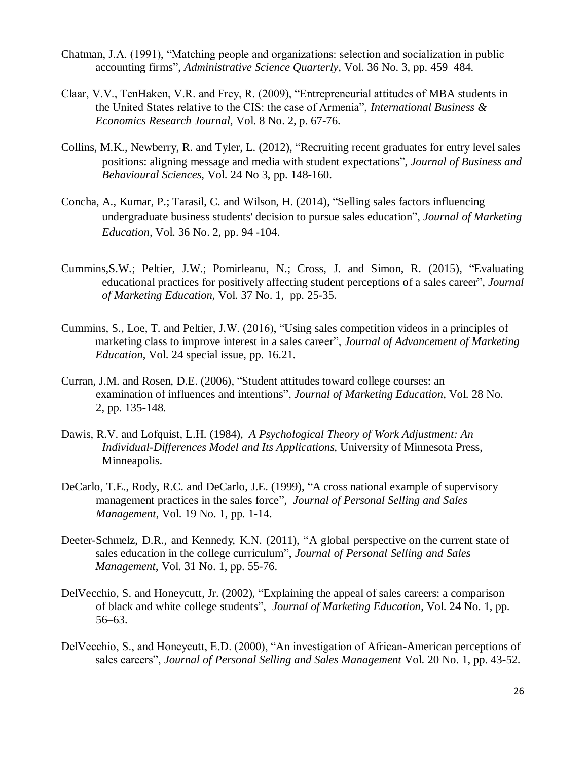Chatman, J.A. (1991), "Matching people and organizations: selection and socialization in public accounting firms", *Administrative Science Quarterly*, Vol. 36 No. 3, pp. 459–484.

Claar, V.V., TenHaken, V.R. and Frey, R. (2009), "Entrepreneurial attitudes of MBA students in the United States relative to the CIS: the case of Armenia", *International Business & Economics Research Journal,* Vol. 8 No. 2, p. 67-76.

Collins, M.K., Newberry, R. and Tyler, L. (2012), "Recruiting recent graduates for entry level sales positions: aligning message and media with student expectations", *Journal of Business and Behavioural Sciences,* Vol. 24 No 3, pp. 148-160.

Concha, A., Kumar, P.; Tarasil, C. and Wilson, H. (2014), "Selling sales factors influencing undergraduate business students' decision to pursue sales education", *Journal of Marketing Education,* Vol. 36 No. 2, pp. 94 -104.

Cummins,S.W.; Peltier, J.W.; Pomirleanu, N.; Cross, J. and Simon, R. (2015), "Evaluating educational practices for positively affecting student perceptions of a sales career", *Journal of Marketing Education*, Vol. 37 No. 1, pp. 25-35.

Cummins, S., Loe, T. and Peltier, J.W. (2016), "Using sales competition videos in a principles of marketing class to improve interest in a sales career", *Journal of Advancement of Marketing Education*, Vol. 24 special issue, pp. 16.21.

Curran, J.M. and Rosen, D.E. (2006), "Student attitudes toward college courses: an examination of influences and intentions", *Journal of Marketing Education*, Vol. 28 No. 2, pp. 135-148.

Dawis, R.V. and Lofquist, L.H. (1984), *A Psychological Theory of Work Adjustment: An Individual-Differences Model and Its Applications,* University of Minnesota Press, Minneapolis.

DeCarlo, T.E., Rody, R.C. and DeCarlo, J.E. (1999), "A cross national example of supervisory management practices in the sales force", *Journal of Personal Selling and Sales Management*, Vol. 19 No. 1, pp. 1-14.

Deeter-Schmelz, D.R., and Kennedy, K.N. (2011), "A global perspective on the current state of sales education in the college curriculum", *Journal of Personal Selling and Sales Management*, Vol. 31 No. 1, pp. 55-76.

DelVecchio, S. and Honeycutt, Jr. (2002), "Explaining the appeal of sales careers: a comparison of black and white college students", *Journal of Marketing Education,* Vol. 24 No. 1, pp. 56–63.

DelVecchio, S., and Honeycutt, E.D. (2000), "An investigation of African-American perceptions of sales careers", *Journal of Personal Selling and Sales Management* Vol. 20 No. 1, pp. 43-52.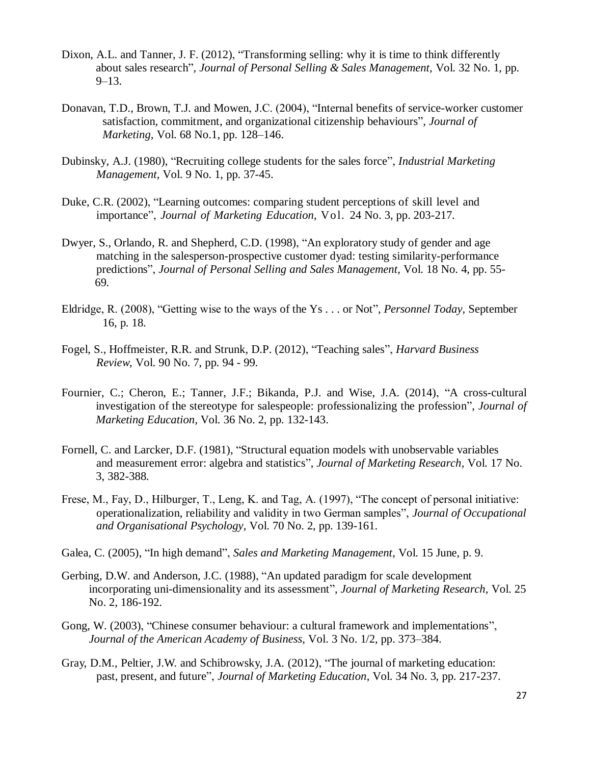Dixon, A.L. and Tanner, J. F. (2012), "Transforming selling: why it is time to think differently about sales research", *Journal of Personal Selling & Sales Management,* Vol. 32 No. 1, pp. 9–13.

Donavan, T.D., Brown, T.J. and Mowen, J.C. (2004), "Internal benefits of service-worker customer satisfaction, commitment, and organizational citizenship behaviours", *Journal of Marketing,* Vol. 68 No.1, pp. 128–146.

Dubinsky, A.J. (1980), "Recruiting college students for the sales force", *Industrial Marketing Management*, Vol. 9 No. 1, pp. 37-45.

Duke, C.R. (2002), "Learning outcomes: comparing student perceptions of skill level and importance", *Journal of Marketing Education*, Vol. 24 No. 3, pp. 203-217.

Dwyer, S., Orlando, R. and Shepherd, C.D. (1998), "An exploratory study of gender and age matching in the salesperson-prospective customer dyad: testing similarity-performance predictions", *Journal of Personal Selling and Sales Management*, Vol. 18 No. 4, pp. 55-69.

Eldridge, R. (2008), "Getting wise to the ways of the Ys . . . or Not", *Personnel Today,* September 16, p. 18.

Fogel, S., Hoffmeister, R.R. and Strunk, D.P. (2012), "Teaching sales", *Harvard Business Review*, Vol. 90 No. 7, pp. 94 - 99.

Fournier, C.; Cheron, E.; Tanner, J.F.; Bikanda, P.J. and Wise, J.A. (2014), "A cross-cultural investigation of the stereotype for salespeople: professionalizing the profession", *Journal of Marketing Education,* Vol. 36 No. 2, pp. 132-143.

Fornell, C. and Larcker, D.F. (1981), "Structural equation models with unobservable variables and measurement error: algebra and statistics", *Journal of Marketing Research,* Vol. 17 No. 3, 382-388.

Frese, M., Fay, D., Hilburger, T., Leng, K. and Tag, A. (1997), "The concept of personal initiative: operationalization, reliability and validity in two German samples", *Journal of Occupational and Organisational Psychology*, Vol. 70 No. 2, pp. 139-161.

Galea, C. (2005), "In high demand", *Sales and Marketing Management*, Vol. 15 June, p. 9.

Gerbing, D.W. and Anderson, J.C. (1988), "An updated paradigm for scale development incorporating uni-dimensionality and its assessment", *Journal of Marketing Research,* Vol. 25 No. 2, 186-192.

Gong, W. (2003), "Chinese consumer behaviour: a cultural framework and implementations", *Journal of the American Academy of Business,* Vol. 3 No. 1/2, pp. 373–384.

Gray, D.M., Peltier, J.W. and Schibrowsky, J.A. (2012), "The journal of marketing education: past, present, and future", *Journal of Marketing Education*, Vol. 34 No. 3, pp. 217-237.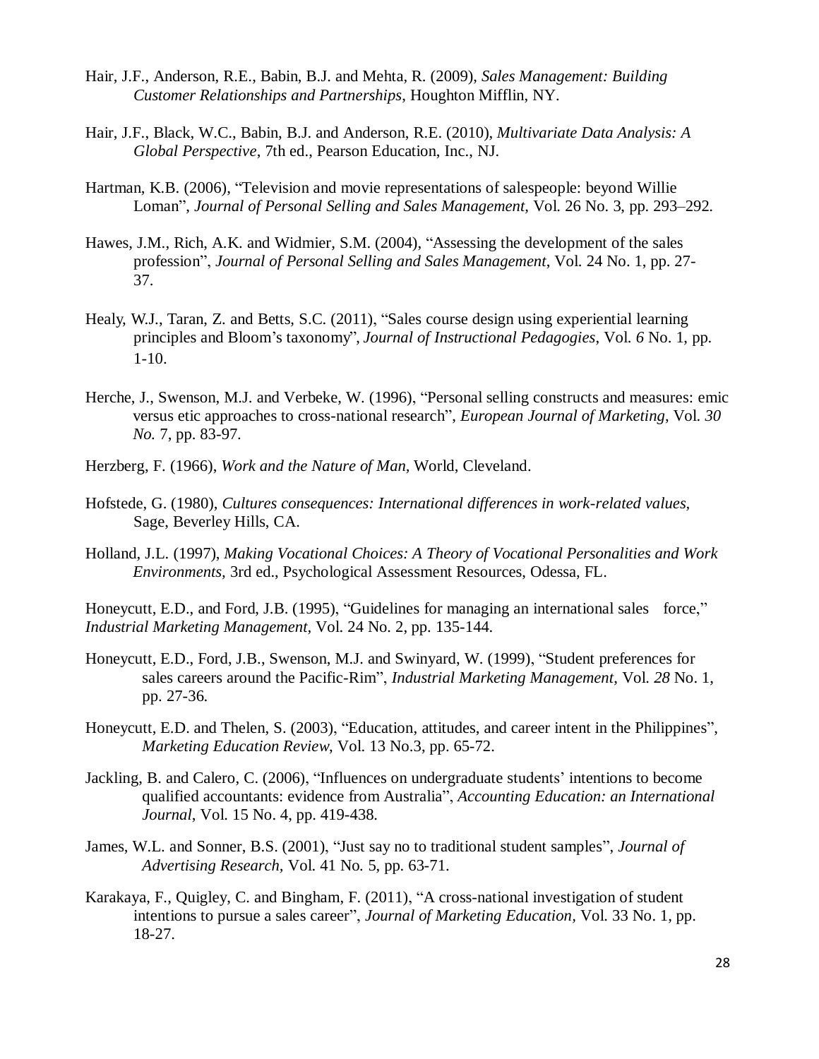Hair, J.F., Anderson, R.E., Babin, B.J. and Mehta, R. (2009), *Sales Management: Building Customer Relationships and Partnerships*, Houghton Mifflin, NY.

Hair, J.F., Black, W.C., Babin, B.J. and Anderson, R.E. (2010), *Multivariate Data Analysis: A Global Perspective*, 7th ed., Pearson Education, Inc., NJ.

Hartman, K.B. (2006), "Television and movie representations of salespeople: beyond Willie Loman", *Journal of Personal Selling and Sales Management*, Vol. 26 No. 3, pp. 293–292.

Hawes, J.M., Rich, A.K. and Widmier, S.M. (2004), "Assessing the development of the sales profession", *Journal of Personal Selling and Sales Management*, Vol. 24 No. 1, pp. 27-37.

Healy, W.J., Taran, Z. and Betts, S.C. (2011), "Sales course design using experiential learning principles and Bloom's taxonomy", *Journal of Instructional Pedagogies*, Vol. *6* No. 1, pp. 1-10.

Herche, J., Swenson, M.J. and Verbeke, W. (1996), "Personal selling constructs and measures: emic versus etic approaches to cross-national research", *European Journal of Marketing*, Vol. *30 No.* 7, pp. 83-97.

Herzberg, F. (1966), *Work and the Nature of Man,* World, Cleveland.

Hofstede, G. (1980), *Cultures consequences: International differences in work-related values,* Sage, Beverley Hills, CA.

Holland, J.L. (1997), *Making Vocational Choices: A Theory of Vocational Personalities and Work Environments,* 3rd ed., Psychological Assessment Resources, Odessa, FL.

Honeycutt, E.D., and Ford, J.B. (1995), "Guidelines for managing an international sales force," *Industrial Marketing Management,* Vol. 24 No. 2, pp. 135-144.

Honeycutt, E.D., Ford, J.B., Swenson, M.J. and Swinyard, W. (1999), "Student preferences for sales careers around the Pacific-Rim", *Industrial Marketing Management*, Vol. *28* No. 1, pp. 27-36.

Honeycutt, E.D. and Thelen, S. (2003), "Education, attitudes, and career intent in the Philippines", *Marketing Education Review*, Vol. 13 No.3, pp. 65-72.

Jackling, B. and Calero, C. (2006), "Influences on undergraduate students' intentions to become qualified accountants: evidence from Australia", *Accounting Education: an International Journal*, Vol. 15 No. 4, pp. 419-438.

James, W.L. and Sonner, B.S. (2001), "Just say no to traditional student samples", *Journal of Advertising Research,* Vol. 41 No. 5, pp. 63-71.

Karakaya, F., Quigley, C. and Bingham, F. (2011), "A cross-national investigation of student intentions to pursue a sales career", *Journal of Marketing Education*, Vol. 33 No. 1, pp. 18-27.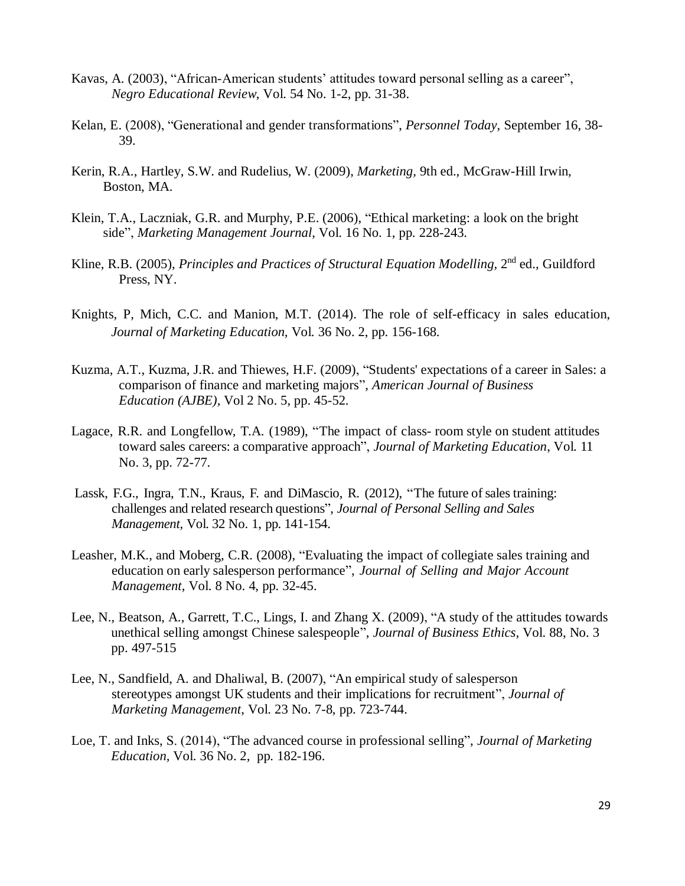Kavas, A. (2003), "African-American students' attitudes toward personal selling as a career", *Negro Educational Review*, Vol. 54 No. 1-2, pp. 31-38.

Kelan, E. (2008), "Generational and gender transformations", *Personnel Today,* September 16, 38-39.

Kerin, R.A., Hartley, S.W. and Rudelius, W. (2009), *Marketing*, 9th ed., McGraw-Hill Irwin, Boston, MA.

Klein, T.A., Laczniak, G.R. and Murphy, P.E. (2006), "Ethical marketing: a look on the bright side", *Marketing Management Journal*, Vol. 16 No. 1, pp. 228-243.

Kline, R.B. (2005), *Principles and Practices of Structural Equation Modelling,* 2nd ed., Guildford Press, NY.

Knights, P, Mich, C.C. and Manion, M.T. (2014). The role of self-efficacy in sales education, *Journal of Marketing Education,* Vol. 36 No. 2, pp. 156-168.

Kuzma, A.T., Kuzma, J.R. and Thiewes, H.F. (2009), "Students' expectations of a career in Sales: a comparison of finance and marketing majors", *American Journal of Business Education (AJBE),* Vol 2 No. 5, pp. 45-52.

Lagace, R.R. and Longfellow, T.A. (1989), "The impact of class- room style on student attitudes toward sales careers: a comparative approach", *Journal of Marketing Education*, Vol. 11 No. 3, pp. 72-77.

Lassk, F.G., Ingra, T.N., Kraus, F. and DiMascio, R. (2012), "The future of sales training: challenges and related research questions", *Journal of Personal Selling and Sales Management*, Vol. 32 No. 1, pp. 141-154.

Leasher, M.K., and Moberg, C.R. (2008), "Evaluating the impact of collegiate sales training and education on early salesperson performance", *Journal of Selling and Major Account Management*, Vol. 8 No. 4, pp. 32-45.

Lee, N., Beatson, A., Garrett, T.C., Lings, I. and Zhang X. (2009), "A study of the attitudes towards unethical selling amongst Chinese salespeople", *Journal of Business Ethics,* Vol. 88, No. 3 pp. 497-515

Lee, N., Sandfield, A. and Dhaliwal, B. (2007), "An empirical study of salesperson stereotypes amongst UK students and their implications for recruitment", *Journal of Marketing Management*, Vol. 23 No. 7-8, pp. 723-744.

Loe, T. and Inks, S. (2014), "The advanced course in professional selling", *Journal of Marketing Education,* Vol. 36 No. 2, pp. 182-196.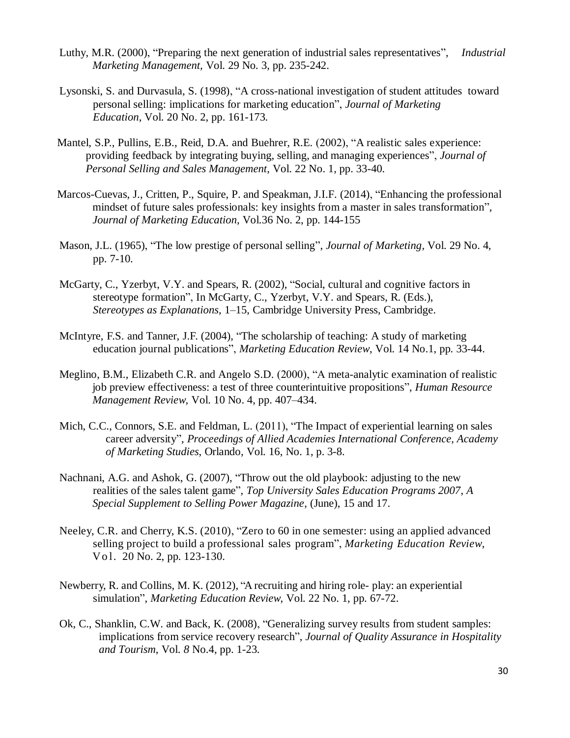Luthy, M.R. (2000), "Preparing the next generation of industrial sales representatives", *Industrial Marketing Management*, Vol. 29 No. 3, pp. 235-242.

Lysonski, S. and Durvasula, S. (1998), "A cross-national investigation of student attitudes toward personal selling: implications for marketing education", *Journal of Marketing Education*, Vol. 20 No. 2, pp. 161-173.

Mantel, S.P., Pullins, E.B., Reid, D.A. and Buehrer, R.E. (2002), "A realistic sales experience: providing feedback by integrating buying, selling, and managing experiences", *Journal of Personal Selling and Sales Management*, Vol. 22 No. 1, pp. 33-40.

Marcos-Cuevas, J., Critten, P., Squire, P. and Speakman, J.I.F. (2014), "Enhancing the professional mindset of future sales professionals: key insights from a master in sales transformation", *Journal of Marketing Education*, Vol.36 No. 2, pp. 144-155

Mason, J.L. (1965), "The low prestige of personal selling", *Journal of Marketing*, Vol. 29 No. 4, pp. 7-10.

McGarty, C., Yzerbyt, V.Y. and Spears, R. (2002), "Social, cultural and cognitive factors in stereotype formation", In McGarty, C., Yzerbyt, V.Y. and Spears, R. (Eds.), *Stereotypes as Explanations*, 1–15, Cambridge University Press, Cambridge.

McIntyre, F.S. and Tanner, J.F. (2004), "The scholarship of teaching: A study of marketing education journal publications", *Marketing Education Review*, Vol. 14 No.1, pp. 33-44.

Meglino, B.M., Elizabeth C.R. and Angelo S.D. (2000), "A meta-analytic examination of realistic job preview effectiveness: a test of three counterintuitive propositions", *Human Resource Management Review*, Vol. 10 No. 4, pp. 407–434.

Mich, C.C., Connors, S.E. and Feldman, L. (2011), "The Impact of experiential learning on sales career adversity", *Proceedings of Allied Academies International Conference, Academy of Marketing Studies*, Orlando, Vol. 16, No. 1, p. 3-8.

Nachnani, A.G. and Ashok, G. (2007), "Throw out the old playbook: adjusting to the new realities of the sales talent game", *Top University Sales Education Programs 2007, A Special Supplement to Selling Power Magazine*, (June), 15 and 17.

Neeley, C.R. and Cherry, K.S. (2010), "Zero to 60 in one semester: using an applied advanced selling project to build a professional sales program", *Marketing Education Review*, Vol. 20 No. 2, pp. 123-130.

Newberry, R. and Collins, M. K. (2012), "A recruiting and hiring role- play: an experiential simulation", *Marketing Education Review*, Vol. 22 No. 1, pp. 67-72.

Ok, C., Shanklin, C.W. and Back, K. (2008), "Generalizing survey results from student samples: implications from service recovery research", *Journal of Quality Assurance in Hospitality and Tourism*, Vol. *8* No.4, pp. 1-23.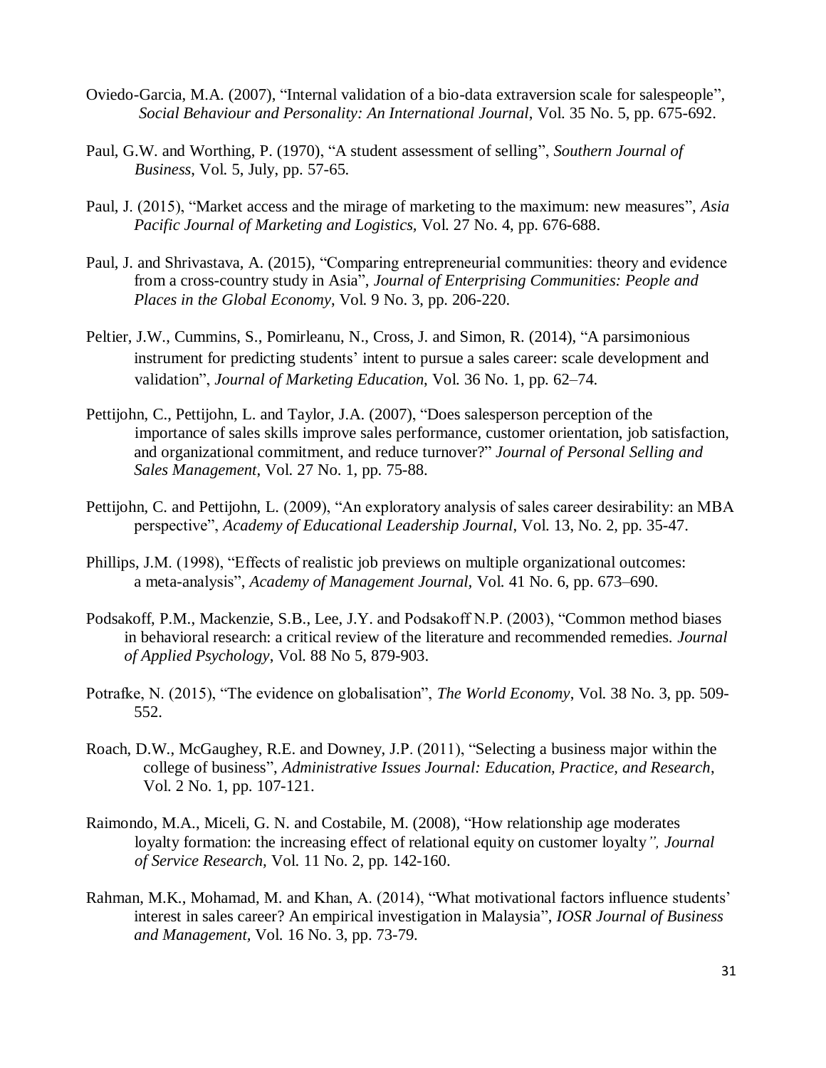Oviedo-Garcia, M.A. (2007), "Internal validation of a bio-data extraversion scale for salespeople", *Social Behaviour and Personality: An International Journal*, Vol. 35 No. 5, pp. 675-692.

Paul, G.W. and Worthing, P. (1970), "A student assessment of selling", *Southern Journal of Business*, Vol. 5, July, pp. 57-65.

Paul, J. (2015), "Market access and the mirage of marketing to the maximum: new measures", *Asia Pacific Journal of Marketing and Logistics,* Vol. 27 No. 4, pp. 676-688.

Paul, J. and Shrivastava, A. (2015), "Comparing entrepreneurial communities: theory and evidence from a cross-country study in Asia", *Journal of Enterprising Communities: People and Places in the Global Economy*, Vol. 9 No. 3, pp. 206-220.

Peltier, J.W., Cummins, S., Pomirleanu, N., Cross, J. and Simon, R. (2014), "A parsimonious instrument for predicting students' intent to pursue a sales career: scale development and validation", *Journal of Marketing Education*, Vol. 36 No. 1, pp. 62–74.

Pettijohn, C., Pettijohn, L. and Taylor, J.A. (2007), "Does salesperson perception of the importance of sales skills improve sales performance, customer orientation, job satisfaction, and organizational commitment, and reduce turnover?" *Journal of Personal Selling and Sales Management*, Vol. 27 No. 1, pp. 75-88.

Pettijohn, C. and Pettijohn, L. (2009), "An exploratory analysis of sales career desirability: an MBA perspective", *Academy of Educational Leadership Journal*, Vol. 13, No. 2, pp. 35-47.

Phillips, J.M. (1998), "Effects of realistic job previews on multiple organizational outcomes: a meta-analysis", *Academy of Management Journal*, Vol. 41 No. 6, pp. 673–690.

Podsakoff, P.M., Mackenzie, S.B., Lee, J.Y. and Podsakoff N.P. (2003), "Common method biases in behavioral research: a critical review of the literature and recommended remedies. *Journal of Applied Psychology*, Vol. 88 No 5, 879-903.

Potrafke, N. (2015), "The evidence on globalisation", *The World Economy*, Vol. 38 No. 3, pp. 509-552.

Roach, D.W., McGaughey, R.E. and Downey, J.P. (2011), "Selecting a business major within the college of business", *Administrative Issues Journal: Education, Practice, and Research*, Vol. 2 No. 1, pp. 107-121.

Raimondo, M.A., Miceli, G. N. and Costabile, M. (2008), "How relationship age moderates loyalty formation: the increasing effect of relational equity on customer loyalty*", Journal of Service Research,* Vol. 11 No. 2, pp. 142-160.

Rahman, M.K., Mohamad, M. and Khan, A. (2014), "What motivational factors influence students' interest in sales career? An empirical investigation in Malaysia", *IOSR Journal of Business and Management,* Vol. 16 No. 3, pp. 73-79.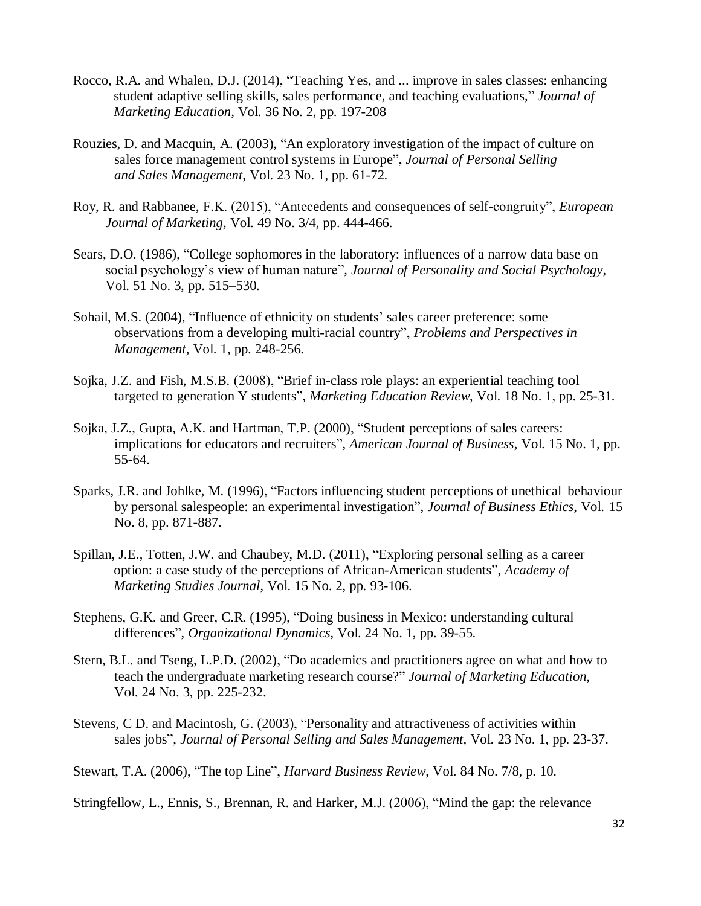Rocco, R.A. and Whalen, D.J. (2014), "Teaching Yes, and ... improve in sales classes: enhancing student adaptive selling skills, sales performance, and teaching evaluations," *Journal of Marketing Education*, Vol. 36 No. 2, pp. 197-208

Rouzies, D. and Macquin, A. (2003), "An exploratory investigation of the impact of culture on sales force management control systems in Europe", *Journal of Personal Selling and Sales Management*, Vol. 23 No. 1, pp. 61-72.

Roy, R. and Rabbanee, F.K. (2015), "Antecedents and consequences of self-congruity", *European Journal of Marketing*, Vol. 49 No. 3/4, pp. 444-466.

Sears, D.O. (1986), "College sophomores in the laboratory: influences of a narrow data base on social psychology's view of human nature", *Journal of Personality and Social Psychology*, Vol. 51 No. 3, pp. 515–530.

Sohail, M.S. (2004), "Influence of ethnicity on students' sales career preference: some observations from a developing multi-racial country", *Problems and Perspectives in Management*, Vol. 1, pp. 248-256.

Sojka, J.Z. and Fish, M.S.B. (2008), "Brief in-class role plays: an experiential teaching tool targeted to generation Y students", *Marketing Education Review*, Vol. 18 No. 1, pp. 25-31.

Sojka, J.Z., Gupta, A.K. and Hartman, T.P. (2000), "Student perceptions of sales careers: implications for educators and recruiters", *American Journal of Business*, Vol. 15 No. 1, pp. 55-64.

Sparks, J.R. and Johlke, M. (1996), "Factors influencing student perceptions of unethical behaviour by personal salespeople: an experimental investigation", *Journal of Business Ethics*, Vol. 15 No. 8, pp. 871-887.

Spillan, J.E., Totten, J.W. and Chaubey, M.D. (2011), "Exploring personal selling as a career option: a case study of the perceptions of African-American students", *Academy of Marketing Studies Journal*, Vol. 15 No. 2, pp. 93-106.

Stephens, G.K. and Greer, C.R. (1995), "Doing business in Mexico: understanding cultural differences", *Organizational Dynamics*, Vol. 24 No. 1, pp. 39-55.

Stern, B.L. and Tseng, L.P.D. (2002), "Do academics and practitioners agree on what and how to teach the undergraduate marketing research course?" *Journal of Marketing Education*, Vol. 24 No. 3, pp. 225-232.

Stevens, C D. and Macintosh, G. (2003), "Personality and attractiveness of activities within sales jobs", *Journal of Personal Selling and Sales Management*, Vol. 23 No. 1, pp. 23-37.

Stewart, T.A. (2006), "The top Line", *Harvard Business Review*, Vol. 84 No. 7/8, p. 10.

Stringfellow, L., Ennis, S., Brennan, R. and Harker, M.J. (2006), "Mind the gap: the relevance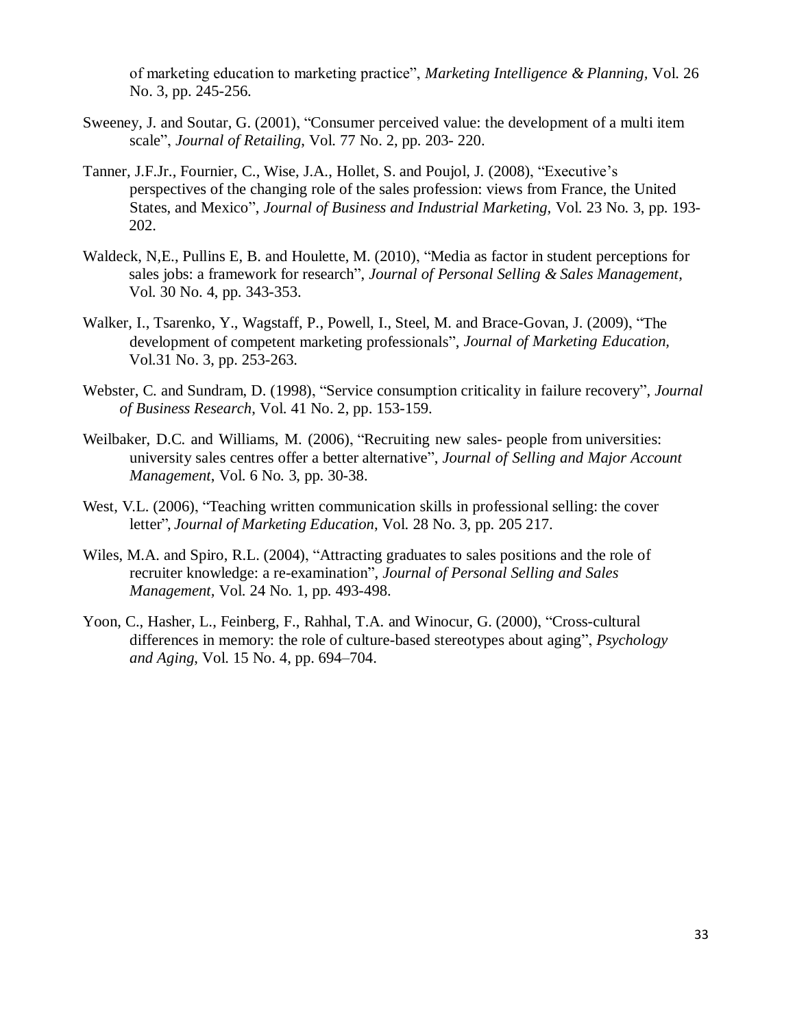of marketing education to marketing practice", *Marketing Intelligence & Planning,* Vol. 26 No. 3, pp. 245-256.

Sweeney, J. and Soutar, G. (2001), "Consumer perceived value: the development of a multi item scale", *Journal of Retailing*, Vol. 77 No. 2, pp. 203- 220.

Tanner, J.F.Jr., Fournier, C., Wise, J.A., Hollet, S. and Poujol, J. (2008), "Executive's perspectives of the changing role of the sales profession: views from France, the United States, and Mexico", *Journal of Business and Industrial Marketing,* Vol. 23 No. 3, pp. 193-202.

Waldeck, N,E., Pullins E, B. and Houlette, M. (2010), "Media as factor in student perceptions for sales jobs: a framework for research", *Journal of Personal Selling & Sales Management*, Vol. 30 No. 4, pp. 343-353.

Walker, I., Tsarenko, Y., Wagstaff, P., Powell, I., Steel, M. and Brace-Govan, J. (2009), "The development of competent marketing professionals", *Journal of Marketing Education,* Vol.31 No. 3, pp. 253-263.

Webster, C. and Sundram, D. (1998), "Service consumption criticality in failure recovery", *Journal of Business Research*, Vol. 41 No. 2, pp. 153-159.

Weilbaker, D.C. and Williams, M. (2006), "Recruiting new sales- people from universities: university sales centres offer a better alternative", *Journal of Selling and Major Account Management*, Vol. 6 No. 3, pp. 30-38.

West, V.L. (2006), "Teaching written communication skills in professional selling: the cover letter", *Journal of Marketing Education*, Vol. 28 No. 3, pp. 205 217.

Wiles, M.A. and Spiro, R.L. (2004), "Attracting graduates to sales positions and the role of recruiter knowledge: a re-examination", *Journal of Personal Selling and Sales Management,* Vol. 24 No. 1, pp. 493-498.

Yoon, C., Hasher, L., Feinberg, F., Rahhal, T.A. and Winocur, G. (2000), "Cross-cultural differences in memory: the role of culture-based stereotypes about aging", *Psychology and Aging,* Vol. 15 No. 4, pp. 694–704.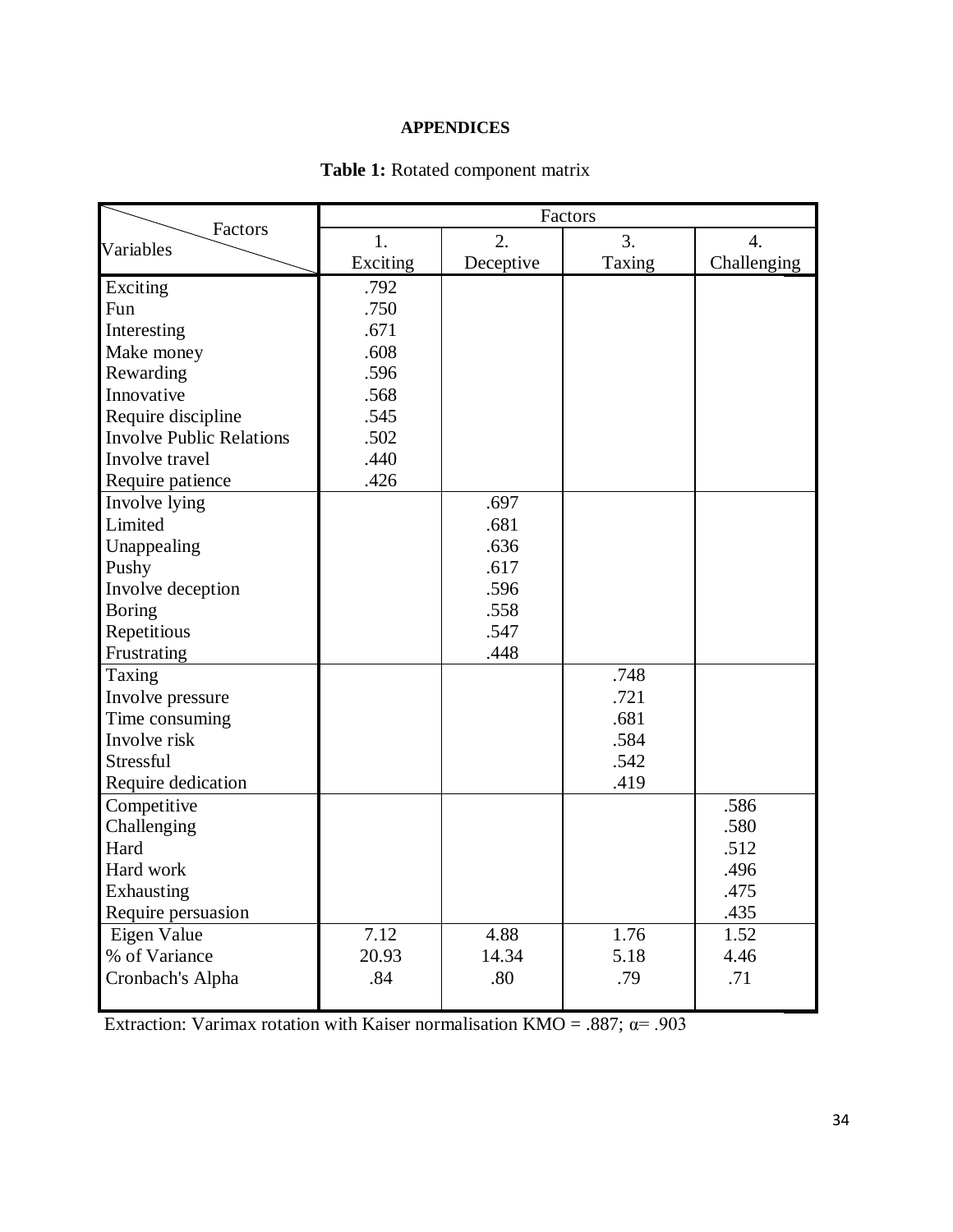## APPENDICES

**Table 1:** Rotated component matrix

| Variables \ Factors | Factors | | | |
|---|---|---|---|---|
| | 1. Exciting | 2. Deceptive | 3. Taxing | 4. Challenging |
| Exciting | .792 | | | |
| Fun | .750 | | | |
| Interesting | .671 | | | |
| Make money | .608 | | | |
| Rewarding | .596 | | | |
| Innovative | .568 | | | |
| Require discipline | .545 | | | |
| Involve Public Relations | .502 | | | |
| Involve travel | .440 | | | |
| Require patience | .426 | | | |
| Involve lying | | .697 | | |
| Limited | | .681 | | |
| Unappealing | | .636 | | |
| Pushy | | .617 | | |
| Involve deception | | .596 | | |
| Boring | | .558 | | |
| Repetitious | | .547 | | |
| Frustrating | | .448 | | |
| Taxing | | | .748 | |
| Involve pressure | | | .721 | |
| Time consuming | | | .681 | |
| Involve risk | | | .584 | |
| Stressful | | | .542 | |
| Require dedication | | | .419 | |
| Competitive | | | | .586 |
| Challenging | | | | .580 |
| Hard | | | | .512 |
| Hard work | | | | .496 |
| Exhausting | | | | .475 |
| Require persuasion | | | | .435 |
| Eigen Value | 7.12 | 4.88 | 1.76 | 1.52 |
| % of Variance | 20.93 | 14.34 | 5.18 | 4.46 |
| Cronbach's Alpha | .84 | .80 | .79 | .71 |

Extraction: Varimax rotation with Kaiser normalisation KMO = .887; α= .903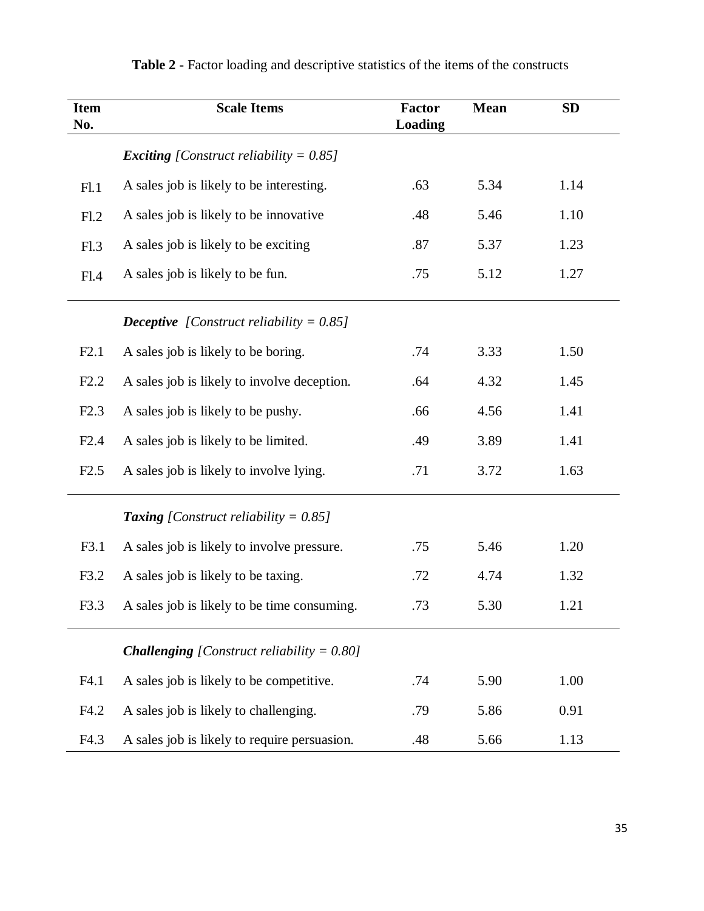**Table 2 -** Factor loading and descriptive statistics of the items of the constructs

| Item No. | Scale Items | Factor Loading | Mean | SD |
|---|---|---|---|---|
| | ***Exciting*** *[Construct reliability = 0.85]* | | | |
| Fl.1 | A sales job is likely to be interesting. | .63 | 5.34 | 1.14 |
| Fl.2 | A sales job is likely to be innovative | .48 | 5.46 | 1.10 |
| Fl.3 | A sales job is likely to be exciting | .87 | 5.37 | 1.23 |
| Fl.4 | A sales job is likely to be fun. | .75 | 5.12 | 1.27 |
| | ***Deceptive*** *[Construct reliability = 0.85]* | | | |
| F2.1 | A sales job is likely to be boring. | .74 | 3.33 | 1.50 |
| F2.2 | A sales job is likely to involve deception. | .64 | 4.32 | 1.45 |
| F2.3 | A sales job is likely to be pushy. | .66 | 4.56 | 1.41 |
| F2.4 | A sales job is likely to be limited. | .49 | 3.89 | 1.41 |
| F2.5 | A sales job is likely to involve lying. | .71 | 3.72 | 1.63 |
| | ***Taxing*** *[Construct reliability = 0.85]* | | | |
| F3.1 | A sales job is likely to involve pressure. | .75 | 5.46 | 1.20 |
| F3.2 | A sales job is likely to be taxing. | .72 | 4.74 | 1.32 |
| F3.3 | A sales job is likely to be time consuming. | .73 | 5.30 | 1.21 |
| | ***Challenging*** *[Construct reliability = 0.80]* | | | |
| F4.1 | A sales job is likely to be competitive. | .74 | 5.90 | 1.00 |
| F4.2 | A sales job is likely to challenging. | .79 | 5.86 | 0.91 |
| F4.3 | A sales job is likely to require persuasion. | .48 | 5.66 | 1.13 |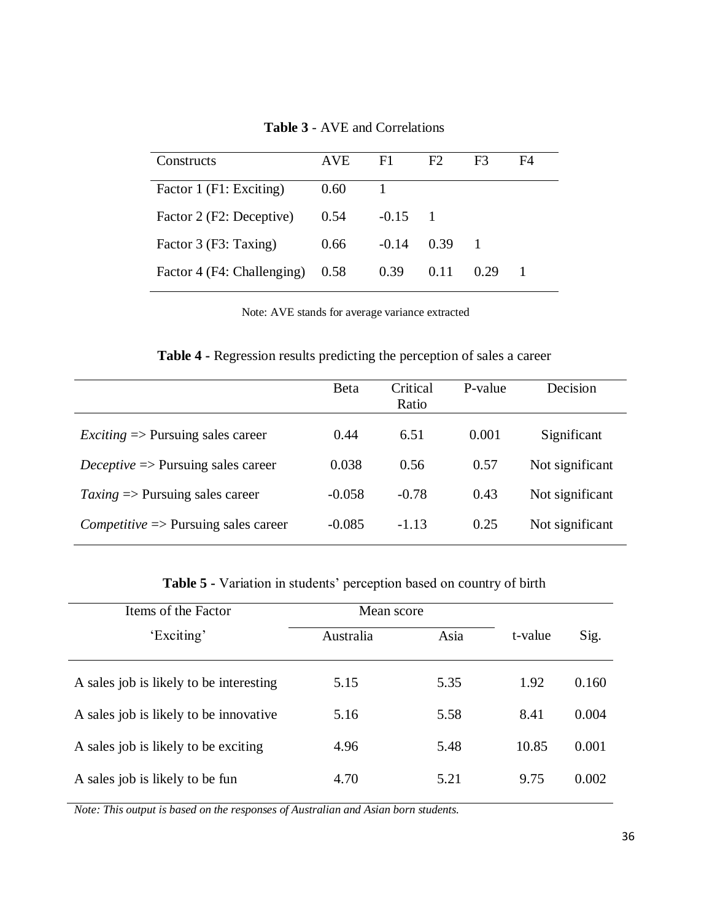**Table 3** - AVE and Correlations

| Constructs | AVE | F1 | F2 | F3 | F4 |
|---|---|---|---|---|---|
| Factor 1 (F1: Exciting) | 0.60 | 1 | | | |
| Factor 2 (F2: Deceptive) | 0.54 | -0.15 | 1 | | |
| Factor 3 (F3: Taxing) | 0.66 | -0.14 | 0.39 | 1 | |
| Factor 4 (F4: Challenging) | 0.58 | 0.39 | 0.11 | 0.29 | 1 |

Note: AVE stands for average variance extracted

**Table 4** - Regression results predicting the perception of sales a career

| | Beta | Critical Ratio | P-value | Decision |
|---|---|---|---|---|
| *Exciting* => Pursuing sales career | 0.44 | 6.51 | 0.001 | Significant |
| *Deceptive* => Pursuing sales career | 0.038 | 0.56 | 0.57 | Not significant |
| *Taxing* => Pursuing sales career | -0.058 | -0.78 | 0.43 | Not significant |
| *Competitive* => Pursuing sales career | -0.085 | -1.13 | 0.25 | Not significant |

**Table 5** - Variation in students' perception based on country of birth

| Items of the Factor 'Exciting' | Mean score | | t-value | Sig. |
|---|---|---|---|---|
| | Australia | Asia | | |
| A sales job is likely to be interesting | 5.15 | 5.35 | 1.92 | 0.160 |
| A sales job is likely to be innovative | 5.16 | 5.58 | 8.41 | 0.004 |
| A sales job is likely to be exciting | 4.96 | 5.48 | 10.85 | 0.001 |
| A sales job is likely to be fun | 4.70 | 5.21 | 9.75 | 0.002 |

*Note: This output is based on the responses of Australian and Asian born students.*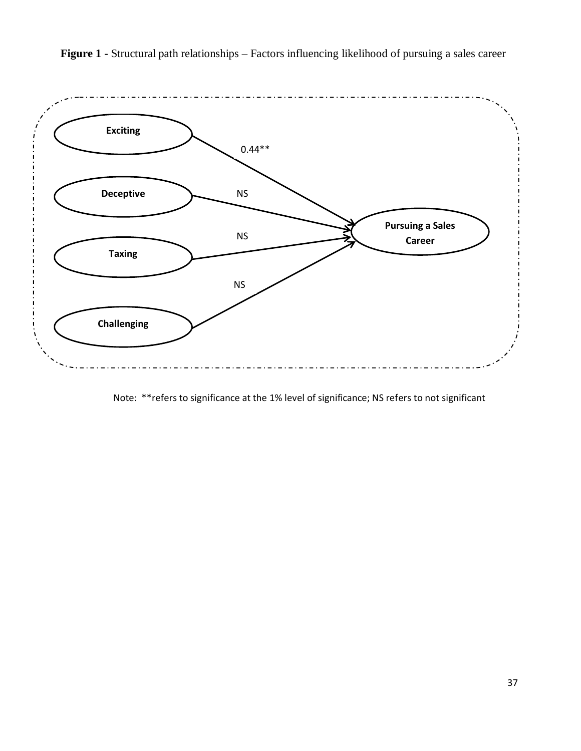**Figure 1 -** Structural path relationships – Factors influencing likelihood of pursuing a sales career

Exciting

Deceptive

Taxing

Challenging

Pursuing a Sales Career

0.44**

NS

NS

NS

Note: **refers to significance at the 1% level of significance; NS refers to not significant